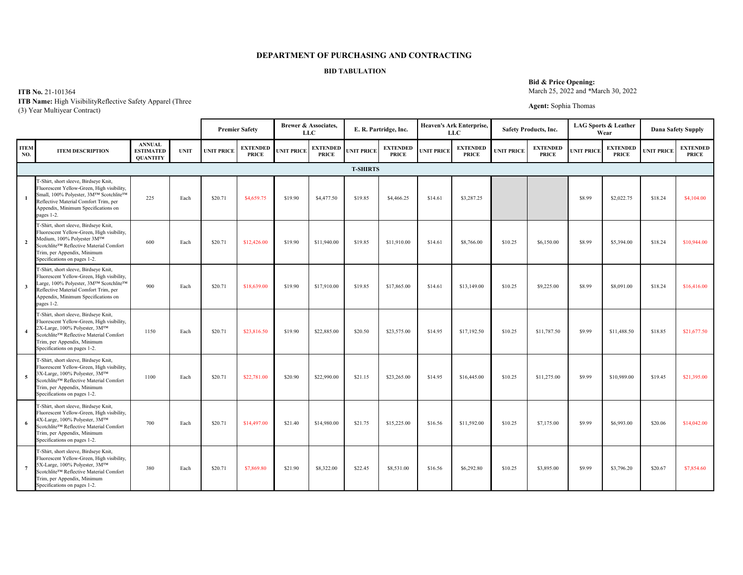# DEPARTMENT OF PURCHASING AND CONTRACTING

## BID TABULATION

**ITB No.** 21-101364
**ITB Name:** High VisibilityReflective Safety Apparel (Three (3) Year Multiyear Contract)

**Bid & Price Opening:**
March 25, 2022 and *March 30, 2022

**Agent:** Sophia Thomas

| | | | | Premier Safety | | Brewer & Associates, LLC | | E. R. Partridge, Inc. | | Heaven's Ark Enterprise, LLC | | Safety Products, Inc. | | LAG Sports & Leather Wear | | Dana Safety Supply | |
|---|---|---|---|---|---|---|---|---|---|---|---|---|---|---|---|---|---|
| **ITEM NO.** | **ITEM DESCRIPTION** | **ANNUAL ESTIMATED QUANTITY** | **UNIT** | **UNIT PRICE** | **EXTENDED PRICE** | **UNIT PRICE** | **EXTENDED PRICE** | **UNIT PRICE** | **EXTENDED PRICE** | **UNIT PRICE** | **EXTENDED PRICE** | **UNIT PRICE** | **EXTENDED PRICE** | **UNIT PRICE** | **EXTENDED PRICE** | **UNIT PRICE** | **EXTENDED PRICE** |
| | **T-SHIRTS** | | | | | | | | | | | | | | | | |
| 1 | T-Shirt, short sleeve, Birdseye Knit, Fluorescent Yellow-Green, High visibility, Small, 100% Polyester, 3M™ Scotchlite™ Reflective Material Comfort Trim, per Appendix, Minimum Specifications on pages 1-2. | 225 | Each | $20.71 | $4,659.75 | $19.90 | $4,477.50 | $19.85 | $4,466.25 | $14.61 | $3,287.25 | | | $8.99 | $2,022.75 | $18.24 | $4,104.00 |
| 2 | T-Shirt, short sleeve, Birdseye Knit, Fluorescent Yellow-Green, High visibility, Medium, 100% Polyester 3M™ Scotchlite™ Reflective Material Comfort Trim, per Appendix, Minimum Specifications on pages 1-2. | 600 | Each | $20.71 | $12,426.00 | $19.90 | $11,940.00 | $19.85 | $11,910.00 | $14.61 | $8,766.00 | $10.25 | $6,150.00 | $8.99 | $5,394.00 | $18.24 | $10,944.00 |
| 3 | T-Shirt, short sleeve, Birdseye Knit, Fluorescent Yellow-Green, High visibility, Large, 100% Polyester, 3M™ Scotchlite™ Reflective Material Comfort Trim, per Appendix, Minimum Specifications on pages 1-2. | 900 | Each | $20.71 | $18,639.00 | $19.90 | $17,910.00 | $19.85 | $17,865.00 | $14.61 | $13,149.00 | $10.25 | $9,225.00 | $8.99 | $8,091.00 | $18.24 | $16,416.00 |
| 4 | T-Shirt, short sleeve, Birdseye Knit, Fluorescent Yellow-Green, High visibility, 2X-Large, 100% Polyester, 3M™ Scotchlite™ Reflective Material Comfort Trim, per Appendix, Minimum Specifications on pages 1-2. | 1150 | Each | $20.71 | $23,816.50 | $19.90 | $22,885.00 | $20.50 | $23,575.00 | $14.95 | $17,192.50 | $10.25 | $11,787.50 | $9.99 | $11,488.50 | $18.85 | $21,677.50 |
| 5 | T-Shirt, short sleeve, Birdseye Knit, Fluorescent Yellow-Green, High visibility, 3X-Large, 100% Polyester, 3M™ Scotchlite™ Reflective Material Comfort Trim, per Appendix, Minimum Specifications on pages 1-2. | 1100 | Each | $20.71 | $22,781.00 | $20.90 | $22,990.00 | $21.15 | $23,265.00 | $14.95 | $16,445.00 | $10.25 | $11,275.00 | $9.99 | $10,989.00 | $19.45 | $21,395.00 |
| 6 | T-Shirt, short sleeve, Birdseye Knit, Fluorescent Yellow-Green, High visibility, 4X-Large, 100% Polyester, 3M™ Scotchlite™ Reflective Material Comfort Trim, per Appendix, Minimum Specifications on pages 1-2. | 700 | Each | $20.71 | $14,497.00 | $21.40 | $14,980.00 | $21.75 | $15,225.00 | $16.56 | $11,592.00 | $10.25 | $7,175.00 | $9.99 | $6,993.00 | $20.06 | $14,042.00 |
| 7 | T-Shirt, short sleeve, Birdseye Knit, Fluorescent Yellow-Green, High visibility, 5X-Large, 100% Polyester, 3M™ Scotchlite™ Reflective Material Comfort Trim, per Appendix, Minimum Specifications on pages 1-2. | 380 | Each | $20.71 | $7,869.80 | $21.90 | $8,322.00 | $22.45 | $8,531.00 | $16.56 | $6,292.80 | $10.25 | $3,895.00 | $9.99 | $3,796.20 | $20.67 | $7,854.60 |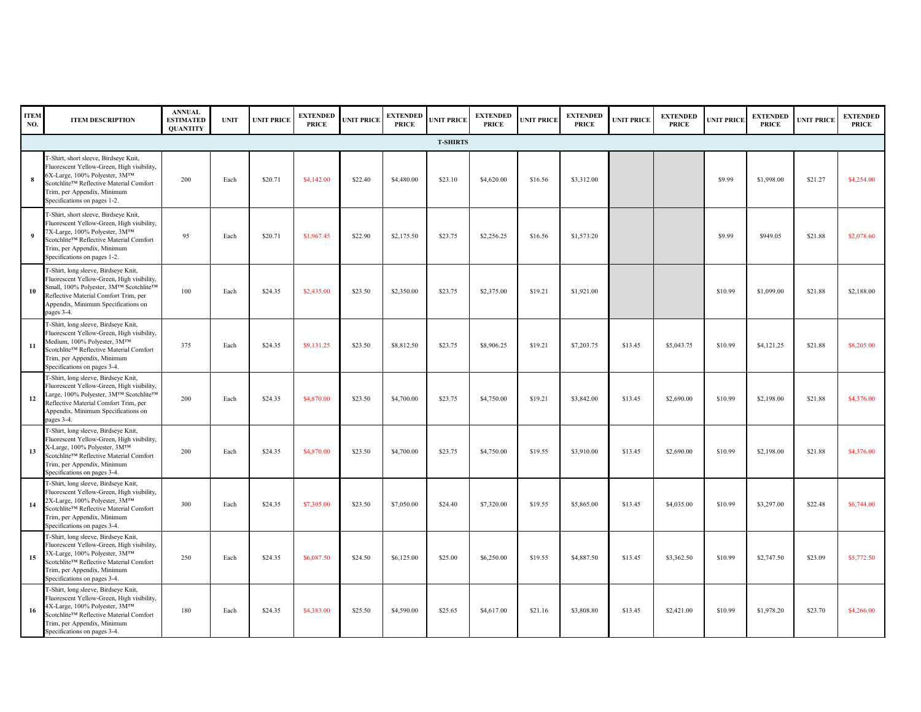| ITEM NO. | ITEM DESCRIPTION | ANNUAL ESTIMATED QUANTITY | UNIT | UNIT PRICE | EXTENDED PRICE | UNIT PRICE | EXTENDED PRICE | UNIT PRICE | EXTENDED PRICE | UNIT PRICE | EXTENDED PRICE | UNIT PRICE | EXTENDED PRICE | UNIT PRICE | EXTENDED PRICE | UNIT PRICE | EXTENDED PRICE |
|---|---|---|---|---|---|---|---|---|---|---|---|---|---|---|---|---|---|
| | | | | | | | | **T-SHIRTS** | | | | | | | | | |
| 8 | T-Shirt, short sleeve, Birdseye Knit, Fluorescent Yellow-Green, High visibility, 6X-Large, 100% Polyester, 3M™ Scotchlite™ Reflective Material Comfort Trim, per Appendix, Minimum Specifications on pages 1-2. | 200 | Each | $20.71 | $4,142.00 | $22.40 | $4,480.00 | $23.10 | $4,620.00 | $16.56 | $3,312.00 | | | $9.99 | $1,998.00 | $21.27 | $4,254.00 |
| 9 | T-Shirt, short sleeve, Birdseye Knit, Fluorescent Yellow-Green, High visibility, 7X-Large, 100% Polyester, 3M™ Scotchlite™ Reflective Material Comfort Trim, per Appendix, Minimum Specifications on pages 1-2. | 95 | Each | $20.71 | $1,967.45 | $22.90 | $2,175.50 | $23.75 | $2,256.25 | $16.56 | $1,573.20 | | | $9.99 | $949.05 | $21.88 | $2,078.60 |
| 10 | T-Shirt, long sleeve, Birdseye Knit, Fluorescent Yellow-Green, High visibility, Small, 100% Polyester, 3M™ Scotchlite™ Reflective Material Comfort Trim, per Appendix, Minimum Specifications on pages 3-4. | 100 | Each | $24.35 | $2,435.00 | $23.50 | $2,350.00 | $23.75 | $2,375.00 | $19.21 | $1,921.00 | | | $10.99 | $1,099.00 | $21.88 | $2,188.00 |
| 11 | T-Shirt, long sleeve, Birdseye Knit, Fluorescent Yellow-Green, High visibility, Medium, 100% Polyester, 3M™ Scotchlite™ Reflective Material Comfort Trim, per Appendix, Minimum Specifications on pages 3-4. | 375 | Each | $24.35 | $9,131.25 | $23.50 | $8,812.50 | $23.75 | $8,906.25 | $19.21 | $7,203.75 | $13.45 | $5,043.75 | $10.99 | $4,121.25 | $21.88 | $8,205.00 |
| 12 | T-Shirt, long sleeve, Birdseye Knit, Fluorescent Yellow-Green, High visibility, Large, 100% Polyester, 3M™ Scotchlite™ Reflective Material Comfort Trim, per Appendix, Minimum Specifications on pages 3-4. | 200 | Each | $24.35 | $4,870.00 | $23.50 | $4,700.00 | $23.75 | $4,750.00 | $19.21 | $3,842.00 | $13.45 | $2,690.00 | $10.99 | $2,198.00 | $21.88 | $4,376.00 |
| 13 | T-Shirt, long sleeve, Birdseye Knit, Fluorescent Yellow-Green, High visibility, X-Large, 100% Polyester, 3M™ Scotchlite™ Reflective Material Comfort Trim, per Appendix, Minimum Specifications on pages 3-4. | 200 | Each | $24.35 | $4,870.00 | $23.50 | $4,700.00 | $23.75 | $4,750.00 | $19.55 | $3,910.00 | $13.45 | $2,690.00 | $10.99 | $2,198.00 | $21.88 | $4,376.00 |
| 14 | T-Shirt, long sleeve, Birdseye Knit, Fluorescent Yellow-Green, High visibility, 2X-Large, 100% Polyester, 3M™ Scotchlite™ Reflective Material Comfort Trim, per Appendix, Minimum Specifications on pages 3-4. | 300 | Each | $24.35 | $7,305.00 | $23.50 | $7,050.00 | $24.40 | $7,320.00 | $19.55 | $5,865.00 | $13.45 | $4,035.00 | $10.99 | $3,297.00 | $22.48 | $6,744.00 |
| 15 | T-Shirt, long sleeve, Birdseye Knit, Fluorescent Yellow-Green, High visibility, 3X-Large, 100% Polyester, 3M™ Scotchlite™ Reflective Material Comfort Trim, per Appendix, Minimum Specifications on pages 3-4. | 250 | Each | $24.35 | $6,087.50 | $24.50 | $6,125.00 | $25.00 | $6,250.00 | $19.55 | $4,887.50 | $13.45 | $3,362.50 | $10.99 | $2,747.50 | $23.09 | $5,772.50 |
| 16 | T-Shirt, long sleeve, Birdseye Knit, Fluorescent Yellow-Green, High visibility, 4X-Large, 100% Polyester, 3M™ Scotchlite™ Reflective Material Comfort Trim, per Appendix, Minimum Specifications on pages 3-4. | 180 | Each | $24.35 | $4,383.00 | $25.50 | $4,590.00 | $25.65 | $4,617.00 | $21.16 | $3,808.80 | $13.45 | $2,421.00 | $10.99 | $1,978.20 | $23.70 | $4,266.00 |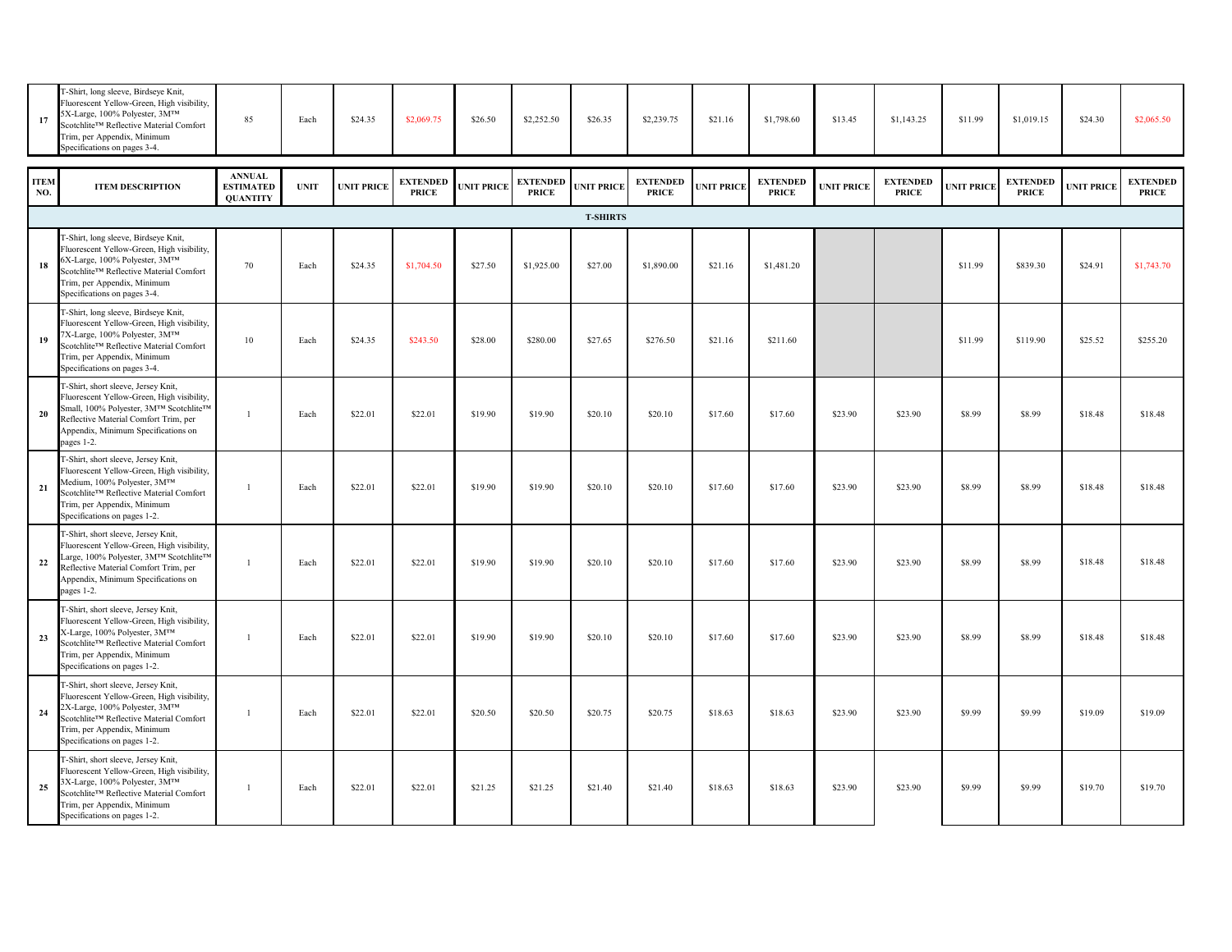| ITEM NO. | ITEM DESCRIPTION | ANNUAL ESTIMATED QUANTITY | UNIT | UNIT PRICE | EXTENDED PRICE | UNIT PRICE | EXTENDED PRICE | UNIT PRICE | EXTENDED PRICE | UNIT PRICE | EXTENDED PRICE | UNIT PRICE | EXTENDED PRICE | UNIT PRICE | EXTENDED PRICE | UNIT PRICE | EXTENDED PRICE |
|---|---|---|---|---|---|---|---|---|---|---|---|---|---|---|---|---|---|
| 17 | T-Shirt, long sleeve, Birdseye Knit, Fluorescent Yellow-Green, High visibility, 5X-Large, 100% Polyester, 3M™ Scotchlite™ Reflective Material Comfort Trim, per Appendix, Minimum Specifications on pages 3-4. | 85 | Each | $24.35 | $2,069.75 | $26.50 | $2,252.50 | $26.35 | $2,239.75 | $21.16 | $1,798.60 | $13.45 | $1,143.25 | $11.99 | $1,019.15 | $24.30 | $2,065.50 |
| | | | | | | | | | T-SHIRTS | | | | | | | | |
| 18 | T-Shirt, long sleeve, Birdseye Knit, Fluorescent Yellow-Green, High visibility, 6X-Large, 100% Polyester, 3M™ Scotchlite™ Reflective Material Comfort Trim, per Appendix, Minimum Specifications on pages 3-4. | 70 | Each | $24.35 | $1,704.50 | $27.50 | $1,925.00 | $27.00 | $1,890.00 | $21.16 | $1,481.20 | | | $11.99 | $839.30 | $24.91 | $1,743.70 |
| 19 | T-Shirt, long sleeve, Birdseye Knit, Fluorescent Yellow-Green, High visibility, 7X-Large, 100% Polyester, 3M™ Scotchlite™ Reflective Material Comfort Trim, per Appendix, Minimum Specifications on pages 3-4. | 10 | Each | $24.35 | $243.50 | $28.00 | $280.00 | $27.65 | $276.50 | $21.16 | $211.60 | | | $11.99 | $119.90 | $25.52 | $255.20 |
| 20 | T-Shirt, short sleeve, Jersey Knit, Fluorescent Yellow-Green, High visibility, Small, 100% Polyester, 3M™ Scotchlite™ Reflective Material Comfort Trim, per Appendix, Minimum Specifications on pages 1-2. | 1 | Each | $22.01 | $22.01 | $19.90 | $19.90 | $20.10 | $20.10 | $17.60 | $17.60 | $23.90 | $23.90 | $8.99 | $8.99 | $18.48 | $18.48 |
| 21 | T-Shirt, short sleeve, Jersey Knit, Fluorescent Yellow-Green, High visibility, Medium, 100% Polyester, 3M™ Scotchlite™ Reflective Material Comfort Trim, per Appendix, Minimum Specifications on pages 1-2. | 1 | Each | $22.01 | $22.01 | $19.90 | $19.90 | $20.10 | $20.10 | $17.60 | $17.60 | $23.90 | $23.90 | $8.99 | $8.99 | $18.48 | $18.48 |
| 22 | T-Shirt, short sleeve, Jersey Knit, Fluorescent Yellow-Green, High visibility, Large, 100% Polyester, 3M™ Scotchlite™ Reflective Material Comfort Trim, per Appendix, Minimum Specifications on pages 1-2. | 1 | Each | $22.01 | $22.01 | $19.90 | $19.90 | $20.10 | $20.10 | $17.60 | $17.60 | $23.90 | $23.90 | $8.99 | $8.99 | $18.48 | $18.48 |
| 23 | T-Shirt, short sleeve, Jersey Knit, Fluorescent Yellow-Green, High visibility, X-Large, 100% Polyester, 3M™ Scotchlite™ Reflective Material Comfort Trim, per Appendix, Minimum Specifications on pages 1-2. | 1 | Each | $22.01 | $22.01 | $19.90 | $19.90 | $20.10 | $20.10 | $17.60 | $17.60 | $23.90 | $23.90 | $8.99 | $8.99 | $18.48 | $18.48 |
| 24 | T-Shirt, short sleeve, Jersey Knit, Fluorescent Yellow-Green, High visibility, 2X-Large, 100% Polyester, 3M™ Scotchlite™ Reflective Material Comfort Trim, per Appendix, Minimum Specifications on pages 1-2. | 1 | Each | $22.01 | $22.01 | $20.50 | $20.50 | $20.75 | $20.75 | $18.63 | $18.63 | $23.90 | $23.90 | $9.99 | $9.99 | $19.09 | $19.09 |
| 25 | T-Shirt, short sleeve, Jersey Knit, Fluorescent Yellow-Green, High visibility, 3X-Large, 100% Polyester, 3M™ Scotchlite™ Reflective Material Comfort Trim, per Appendix, Minimum Specifications on pages 1-2. | 1 | Each | $22.01 | $22.01 | $21.25 | $21.25 | $21.40 | $21.40 | $18.63 | $18.63 | $23.90 | $23.90 | $9.99 | $9.99 | $19.70 | $19.70 |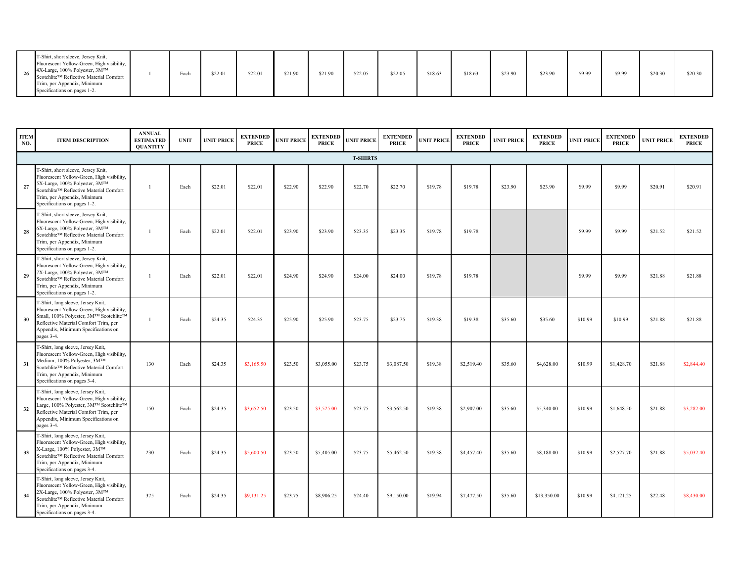| ITEM NO. | ITEM DESCRIPTION | ANNUAL ESTIMATED QUANTITY | UNIT | UNIT PRICE | EXTENDED PRICE | UNIT PRICE | EXTENDED PRICE | UNIT PRICE | EXTENDED PRICE | UNIT PRICE | EXTENDED PRICE | UNIT PRICE | EXTENDED PRICE | UNIT PRICE | EXTENDED PRICE | UNIT PRICE | EXTENDED PRICE |
|---|---|---|---|---|---|---|---|---|---|---|---|---|---|---|---|---|---|
| 26 | T-Shirt, short sleeve, Jersey Knit, Fluorescent Yellow-Green, High visibility, 4X-Large, 100% Polyester, 3M™ Scotchlite™ Reflective Material Comfort Trim, per Appendix, Minimum Specifications on pages 1-2. | 1 | Each | $22.01 | $22.01 | $21.90 | $21.90 | $22.05 | $22.05 | $18.63 | $18.63 | $23.90 | $23.90 | $9.99 | $9.99 | $20.30 | $20.30 |
| | **T-SHIRTS** | | | | | | | | | | | | | | | | |
| 27 | T-Shirt, short sleeve, Jersey Knit, Fluorescent Yellow-Green, High visibility, 5X-Large, 100% Polyester, 3M™ Scotchlite™ Reflective Material Comfort Trim, per Appendix, Minimum Specifications on pages 1-2. | 1 | Each | $22.01 | $22.01 | $22.90 | $22.90 | $22.70 | $22.70 | $19.78 | $19.78 | $23.90 | $23.90 | $9.99 | $9.99 | $20.91 | $20.91 |
| 28 | T-Shirt, short sleeve, Jersey Knit, Fluorescent Yellow-Green, High visibility, 6X-Large, 100% Polyester, 3M™ Scotchlite™ Reflective Material Comfort Trim, per Appendix, Minimum Specifications on pages 1-2. | 1 | Each | $22.01 | $22.01 | $23.90 | $23.90 | $23.35 | $23.35 | $19.78 | $19.78 | | | $9.99 | $9.99 | $21.52 | $21.52 |
| 29 | T-Shirt, short sleeve, Jersey Knit, Fluorescent Yellow-Green, High visibility, 7X-Large, 100% Polyester, 3M™ Scotchlite™ Reflective Material Comfort Trim, per Appendix, Minimum Specifications on pages 1-2. | 1 | Each | $22.01 | $22.01 | $24.90 | $24.90 | $24.00 | $24.00 | $19.78 | $19.78 | | | $9.99 | $9.99 | $21.88 | $21.88 |
| 30 | T-Shirt, long sleeve, Jersey Knit, Fluorescent Yellow-Green, High visibility, Small, 100% Polyester, 3M™ Scotchlite™ Reflective Material Comfort Trim, per Appendix, Minimum Specifications on pages 3-4. | 1 | Each | $24.35 | $24.35 | $25.90 | $25.90 | $23.75 | $23.75 | $19.38 | $19.38 | $35.60 | $35.60 | $10.99 | $10.99 | $21.88 | $21.88 |
| 31 | T-Shirt, long sleeve, Jersey Knit, Fluorescent Yellow-Green, High visibility, Medium, 100% Polyester, 3M™ Scotchlite™ Reflective Material Comfort Trim, per Appendix, Minimum Specifications on pages 3-4. | 130 | Each | $24.35 | $3,165.50 | $23.50 | $3,055.00 | $23.75 | $3,087.50 | $19.38 | $2,519.40 | $35.60 | $4,628.00 | $10.99 | $1,428.70 | $21.88 | $2,844.40 |
| 32 | T-Shirt, long sleeve, Jersey Knit, Fluorescent Yellow-Green, High visibility, Large, 100% Polyester, 3M™ Scotchlite™ Reflective Material Comfort Trim, per Appendix, Minimum Specifications on pages 3-4. | 150 | Each | $24.35 | $3,652.50 | $23.50 | $3,525.00 | $23.75 | $3,562.50 | $19.38 | $2,907.00 | $35.60 | $5,340.00 | $10.99 | $1,648.50 | $21.88 | $3,282.00 |
| 33 | T-Shirt, long sleeve, Jersey Knit, Fluorescent Yellow-Green, High visibility, X-Large, 100% Polyester, 3M™ Scotchlite™ Reflective Material Comfort Trim, per Appendix, Minimum Specifications on pages 3-4. | 230 | Each | $24.35 | $5,600.50 | $23.50 | $5,405.00 | $23.75 | $5,462.50 | $19.38 | $4,457.40 | $35.60 | $8,188.00 | $10.99 | $2,527.70 | $21.88 | $5,032.40 |
| 34 | T-Shirt, long sleeve, Jersey Knit, Fluorescent Yellow-Green, High visibility, 2X-Large, 100% Polyester, 3M™ Scotchlite™ Reflective Material Comfort Trim, per Appendix, Minimum Specifications on pages 3-4. | 375 | Each | $24.35 | $9,131.25 | $23.75 | $8,906.25 | $24.40 | $9,150.00 | $19.94 | $7,477.50 | $35.60 | $13,350.00 | $10.99 | $4,121.25 | $22.48 | $8,430.00 |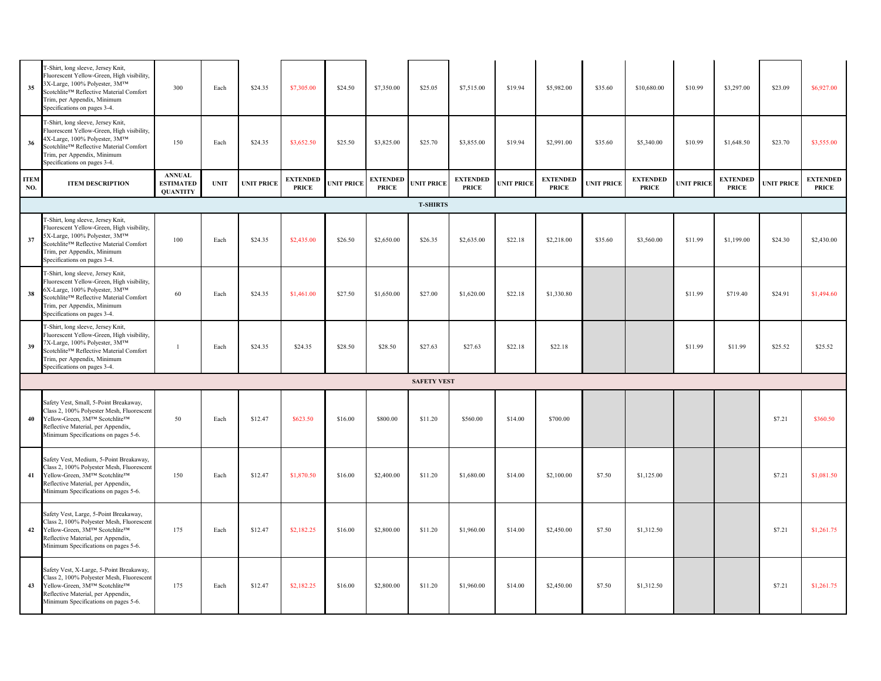| ITEM NO. | ITEM DESCRIPTION | ANNUAL ESTIMATED QUANTITY | UNIT | UNIT PRICE | EXTENDED PRICE | UNIT PRICE | EXTENDED PRICE | UNIT PRICE | EXTENDED PRICE | UNIT PRICE | EXTENDED PRICE | UNIT PRICE | EXTENDED PRICE | UNIT PRICE | EXTENDED PRICE | UNIT PRICE | EXTENDED PRICE |
|---|---|---|---|---|---|---|---|---|---|---|---|---|---|---|---|---|---|
| 35 | T-Shirt, long sleeve, Jersey Knit, Fluorescent Yellow-Green, High visibility, 3X-Large, 100% Polyester, 3M™ Scotchlite™ Reflective Material Comfort Trim, per Appendix, Minimum Specifications on pages 3-4. | 300 | Each | $24.35 | $7,305.00 | $24.50 | $7,350.00 | $25.05 | $7,515.00 | $19.94 | $5,982.00 | $35.60 | $10,680.00 | $10.99 | $3,297.00 | $23.09 | $6,927.00 |
| 36 | T-Shirt, long sleeve, Jersey Knit, Fluorescent Yellow-Green, High visibility, 4X-Large, 100% Polyester, 3M™ Scotchlite™ Reflective Material Comfort Trim, per Appendix, Minimum Specifications on pages 3-4. | 150 | Each | $24.35 | $3,652.50 | $25.50 | $3,825.00 | $25.70 | $3,855.00 | $19.94 | $2,991.00 | $35.60 | $5,340.00 | $10.99 | $1,648.50 | $23.70 | $3,555.00 |
| | **T-SHIRTS** | | | | | | | | | | | | | | | | |
| 37 | T-Shirt, long sleeve, Jersey Knit, Fluorescent Yellow-Green, High visibility, 5X-Large, 100% Polyester, 3M™ Scotchlite™ Reflective Material Comfort Trim, per Appendix, Minimum Specifications on pages 3-4. | 100 | Each | $24.35 | $2,435.00 | $26.50 | $2,650.00 | $26.35 | $2,635.00 | $22.18 | $2,218.00 | $35.60 | $3,560.00 | $11.99 | $1,199.00 | $24.30 | $2,430.00 |
| 38 | T-Shirt, long sleeve, Jersey Knit, Fluorescent Yellow-Green, High visibility, 6X-Large, 100% Polyester, 3M™ Scotchlite™ Reflective Material Comfort Trim, per Appendix, Minimum Specifications on pages 3-4. | 60 | Each | $24.35 | $1,461.00 | $27.50 | $1,650.00 | $27.00 | $1,620.00 | $22.18 | $1,330.80 | | | $11.99 | $719.40 | $24.91 | $1,494.60 |
| 39 | T-Shirt, long sleeve, Jersey Knit, Fluorescent Yellow-Green, High visibility, 7X-Large, 100% Polyester, 3M™ Scotchlite™ Reflective Material Comfort Trim, per Appendix, Minimum Specifications on pages 3-4. | 1 | Each | $24.35 | $24.35 | $28.50 | $28.50 | $27.63 | $27.63 | $22.18 | $22.18 | | | $11.99 | $11.99 | $25.52 | $25.52 |
| | **SAFETY VEST** | | | | | | | | | | | | | | | | |
| 40 | Safety Vest, Small, 5-Point Breakaway, Class 2, 100% Polyester Mesh, Fluorescent Yellow-Green, 3M™ Scotchlite™ Reflective Material, per Appendix, Minimum Specifications on pages 5-6. | 50 | Each | $12.47 | $623.50 | $16.00 | $800.00 | $11.20 | $560.00 | $14.00 | $700.00 | | | | | $7.21 | $360.50 |
| 41 | Safety Vest, Medium, 5-Point Breakaway, Class 2, 100% Polyester Mesh, Fluorescent Yellow-Green, 3M™ Scotchlite™ Reflective Material, per Appendix, Minimum Specifications on pages 5-6. | 150 | Each | $12.47 | $1,870.50 | $16.00 | $2,400.00 | $11.20 | $1,680.00 | $14.00 | $2,100.00 | $7.50 | $1,125.00 | | | $7.21 | $1,081.50 |
| 42 | Safety Vest, Large, 5-Point Breakaway, Class 2, 100% Polyester Mesh, Fluorescent Yellow-Green, 3M™ Scotchlite™ Reflective Material, per Appendix, Minimum Specifications on pages 5-6. | 175 | Each | $12.47 | $2,182.25 | $16.00 | $2,800.00 | $11.20 | $1,960.00 | $14.00 | $2,450.00 | $7.50 | $1,312.50 | | | $7.21 | $1,261.75 |
| 43 | Safety Vest, X-Large, 5-Point Breakaway, Class 2, 100% Polyester Mesh, Fluorescent Yellow-Green, 3M™ Scotchlite™ Reflective Material, per Appendix, Minimum Specifications on pages 5-6. | 175 | Each | $12.47 | $2,182.25 | $16.00 | $2,800.00 | $11.20 | $1,960.00 | $14.00 | $2,450.00 | $7.50 | $1,312.50 | | | $7.21 | $1,261.75 |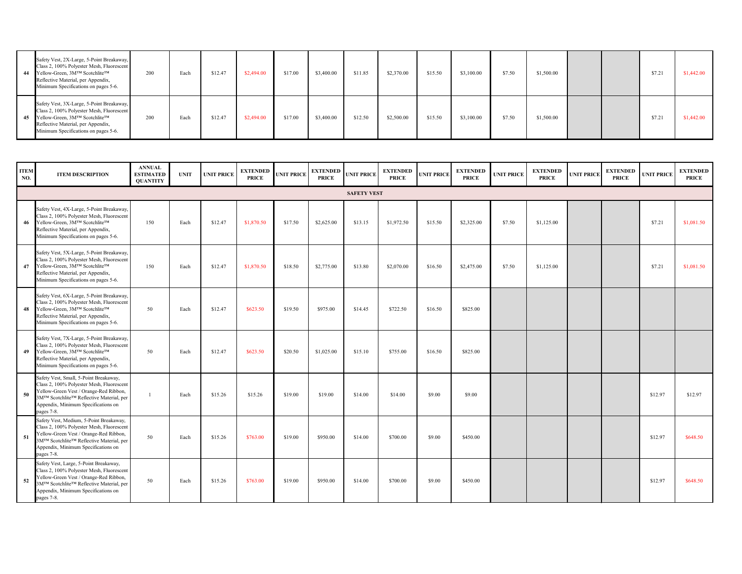| ITEM NO. | ITEM DESCRIPTION | ANNUAL ESTIMATED QUANTITY | UNIT | UNIT PRICE | EXTENDED PRICE | UNIT PRICE | EXTENDED PRICE | UNIT PRICE | EXTENDED PRICE | UNIT PRICE | EXTENDED PRICE | UNIT PRICE | EXTENDED PRICE | UNIT PRICE | EXTENDED PRICE | UNIT PRICE | EXTENDED PRICE |
|---|---|---|---|---|---|---|---|---|---|---|---|---|---|---|---|---|---|
| 44 | Safety Vest, 2X-Large, 5-Point Breakaway, Class 2, 100% Polyester Mesh, Fluorescent Yellow-Green, 3M™ Scotchlite™ Reflective Material, per Appendix, Minimum Specifications on pages 5-6. | 200 | Each | $12.47 | $2,494.00 | $17.00 | $3,400.00 | $11.85 | $2,370.00 | $15.50 | $3,100.00 | $7.50 | $1,500.00 | | | $7.21 | $1,442.00 |
| 45 | Safety Vest, 3X-Large, 5-Point Breakaway, Class 2, 100% Polyester Mesh, Fluorescent Yellow-Green, 3M™ Scotchlite™ Reflective Material, per Appendix, Minimum Specifications on pages 5-6. | 200 | Each | $12.47 | $2,494.00 | $17.00 | $3,400.00 | $12.50 | $2,500.00 | $15.50 | $3,100.00 | $7.50 | $1,500.00 | | | $7.21 | $1,442.00 |

| ITEM NO. | ITEM DESCRIPTION | ANNUAL ESTIMATED QUANTITY | UNIT | UNIT PRICE | EXTENDED PRICE | UNIT PRICE | EXTENDED PRICE | UNIT PRICE | EXTENDED PRICE | UNIT PRICE | EXTENDED PRICE | UNIT PRICE | EXTENDED PRICE | UNIT PRICE | EXTENDED PRICE | UNIT PRICE | EXTENDED PRICE |
|---|---|---|---|---|---|---|---|---|---|---|---|---|---|---|---|---|---|
| | | | | | | | | **SAFETY VEST** | | | | | | | | | |
| 46 | Safety Vest, 4X-Large, 5-Point Breakaway, Class 2, 100% Polyester Mesh, Fluorescent Yellow-Green, 3M™ Scotchlite™ Reflective Material, per Appendix, Minimum Specifications on pages 5-6. | 150 | Each | $12.47 | $1,870.50 | $17.50 | $2,625.00 | $13.15 | $1,972.50 | $15.50 | $2,325.00 | $7.50 | $1,125.00 | | | $7.21 | $1,081.50 |
| 47 | Safety Vest, 5X-Large, 5-Point Breakaway, Class 2, 100% Polyester Mesh, Fluorescent Yellow-Green, 3M™ Scotchlite™ Reflective Material, per Appendix, Minimum Specifications on pages 5-6. | 150 | Each | $12.47 | $1,870.50 | $18.50 | $2,775.00 | $13.80 | $2,070.00 | $16.50 | $2,475.00 | $7.50 | $1,125.00 | | | $7.21 | $1,081.50 |
| 48 | Safety Vest, 6X-Large, 5-Point Breakaway, Class 2, 100% Polyester Mesh, Fluorescent Yellow-Green, 3M™ Scotchlite™ Reflective Material, per Appendix, Minimum Specifications on pages 5-6. | 50 | Each | $12.47 | $623.50 | $19.50 | $975.00 | $14.45 | $722.50 | $16.50 | $825.00 | | | | | | |
| 49 | Safety Vest, 7X-Large, 5-Point Breakaway, Class 2, 100% Polyester Mesh, Fluorescent Yellow-Green, 3M™ Scotchlite™ Reflective Material, per Appendix, Minimum Specifications on pages 5-6. | 50 | Each | $12.47 | $623.50 | $20.50 | $1,025.00 | $15.10 | $755.00 | $16.50 | $825.00 | | | | | | |
| 50 | Safety Vest, Small, 5-Point Breakaway, Class 2, 100% Polyester Mesh, Fluorescent Yellow-Green Vest / Orange-Red Ribbon, 3M™ Scotchlite™ Reflective Material, per Appendix, Minimum Specifications on pages 7-8. | 1 | Each | $15.26 | $15.26 | $19.00 | $19.00 | $14.00 | $14.00 | $9.00 | $9.00 | | | | | $12.97 | $12.97 |
| 51 | Safety Vest, Medium, 5-Point Breakaway, Class 2, 100% Polyester Mesh, Fluorescent Yellow-Green Vest / Orange-Red Ribbon, 3M™ Scotchlite™ Reflective Material, per Appendix, Minimum Specifications on pages 7-8. | 50 | Each | $15.26 | $763.00 | $19.00 | $950.00 | $14.00 | $700.00 | $9.00 | $450.00 | | | | | $12.97 | $648.50 |
| 52 | Safety Vest, Large, 5-Point Breakaway, Class 2, 100% Polyester Mesh, Fluorescent Yellow-Green Vest / Orange-Red Ribbon, 3M™ Scotchlite™ Reflective Material, per Appendix, Minimum Specifications on pages 7-8. | 50 | Each | $15.26 | $763.00 | $19.00 | $950.00 | $14.00 | $700.00 | $9.00 | $450.00 | | | | | $12.97 | $648.50 |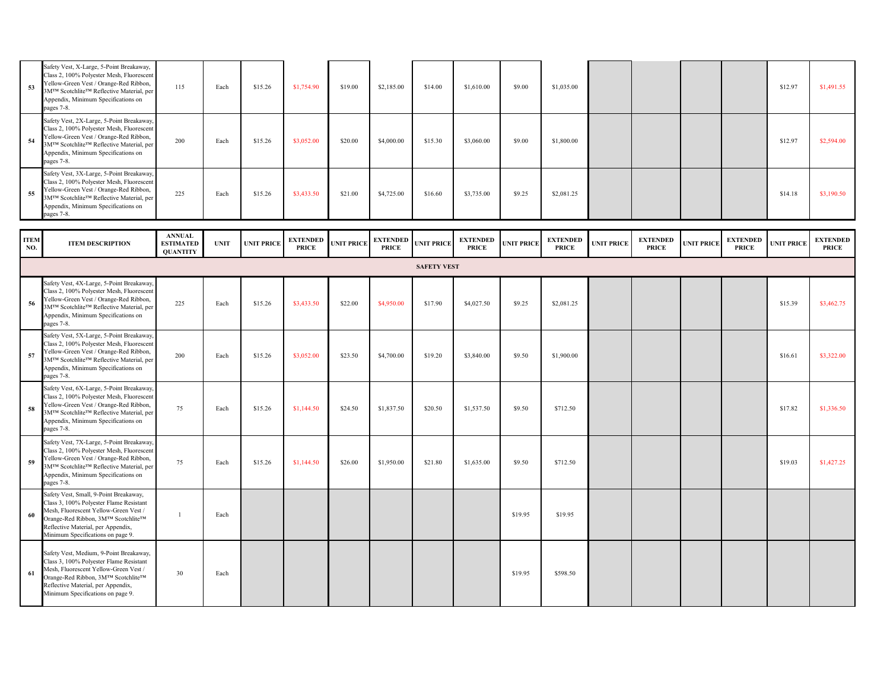| ITEM NO. | ITEM DESCRIPTION | ANNUAL ESTIMATED QUANTITY | UNIT | UNIT PRICE | EXTENDED PRICE | UNIT PRICE | EXTENDED PRICE | UNIT PRICE | EXTENDED PRICE | UNIT PRICE | EXTENDED PRICE | UNIT PRICE | EXTENDED PRICE | UNIT PRICE | EXTENDED PRICE | UNIT PRICE | EXTENDED PRICE |
|---|---|---|---|---|---|---|---|---|---|---|---|---|---|---|---|---|---|
| 53 | Safety Vest, X-Large, 5-Point Breakaway, Class 2, 100% Polyester Mesh, Fluorescent Yellow-Green Vest / Orange-Red Ribbon, 3M™ Scotchlite™ Reflective Material, per Appendix, Minimum Specifications on pages 7-8. | 115 | Each | $15.26 | $1,754.90 | $19.00 | $2,185.00 | $14.00 | $1,610.00 | $9.00 | $1,035.00 | | | | | $12.97 | $1,491.55 |
| 54 | Safety Vest, 2X-Large, 5-Point Breakaway, Class 2, 100% Polyester Mesh, Fluorescent Yellow-Green Vest / Orange-Red Ribbon, 3M™ Scotchlite™ Reflective Material, per Appendix, Minimum Specifications on pages 7-8. | 200 | Each | $15.26 | $3,052.00 | $20.00 | $4,000.00 | $15.30 | $3,060.00 | $9.00 | $1,800.00 | | | | | $12.97 | $2,594.00 |
| 55 | Safety Vest, 3X-Large, 5-Point Breakaway, Class 2, 100% Polyester Mesh, Fluorescent Yellow-Green Vest / Orange-Red Ribbon, 3M™ Scotchlite™ Reflective Material, per Appendix, Minimum Specifications on pages 7-8. | 225 | Each | $15.26 | $3,433.50 | $21.00 | $4,725.00 | $16.60 | $3,735.00 | $9.25 | $2,081.25 | | | | | $14.18 | $3,190.50 |

| ITEM NO. | ITEM DESCRIPTION | ANNUAL ESTIMATED QUANTITY | UNIT | UNIT PRICE | EXTENDED PRICE | UNIT PRICE | EXTENDED PRICE | UNIT PRICE | EXTENDED PRICE | UNIT PRICE | EXTENDED PRICE | UNIT PRICE | EXTENDED PRICE | UNIT PRICE | EXTENDED PRICE | UNIT PRICE | EXTENDED PRICE |
|---|---|---|---|---|---|---|---|---|---|---|---|---|---|---|---|---|---|
| | | | | | | | | **SAFETY VEST** | | | | | | | | | |
| 56 | Safety Vest, 4X-Large, 5-Point Breakaway, Class 2, 100% Polyester Mesh, Fluorescent Yellow-Green Vest / Orange-Red Ribbon, 3M™ Scotchlite™ Reflective Material, per Appendix, Minimum Specifications on pages 7-8. | 225 | Each | $15.26 | $3,433.50 | $22.00 | $4,950.00 | $17.90 | $4,027.50 | $9.25 | $2,081.25 | | | | | $15.39 | $3,462.75 |
| 57 | Safety Vest, 5X-Large, 5-Point Breakaway, Class 2, 100% Polyester Mesh, Fluorescent Yellow-Green Vest / Orange-Red Ribbon, 3M™ Scotchlite™ Reflective Material, per Appendix, Minimum Specifications on pages 7-8. | 200 | Each | $15.26 | $3,052.00 | $23.50 | $4,700.00 | $19.20 | $3,840.00 | $9.50 | $1,900.00 | | | | | $16.61 | $3,322.00 |
| 58 | Safety Vest, 6X-Large, 5-Point Breakaway, Class 2, 100% Polyester Mesh, Fluorescent Yellow-Green Vest / Orange-Red Ribbon, 3M™ Scotchlite™ Reflective Material, per Appendix, Minimum Specifications on pages 7-8. | 75 | Each | $15.26 | $1,144.50 | $24.50 | $1,837.50 | $20.50 | $1,537.50 | $9.50 | $712.50 | | | | | $17.82 | $1,336.50 |
| 59 | Safety Vest, 7X-Large, 5-Point Breakaway, Class 2, 100% Polyester Mesh, Fluorescent Yellow-Green Vest / Orange-Red Ribbon, 3M™ Scotchlite™ Reflective Material, per Appendix, Minimum Specifications on pages 7-8. | 75 | Each | $15.26 | $1,144.50 | $26.00 | $1,950.00 | $21.80 | $1,635.00 | $9.50 | $712.50 | | | | | $19.03 | $1,427.25 |
| 60 | Safety Vest, Small, 9-Point Breakaway, Class 3, 100% Polyester Flame Resistant Mesh, Fluorescent Yellow-Green Vest / Orange-Red Ribbon, 3M™ Scotchlite™ Reflective Material, per Appendix, Minimum Specifications on page 9. | 1 | Each | | | | | | | $19.95 | $19.95 | | | | | | |
| 61 | Safety Vest, Medium, 9-Point Breakaway, Class 3, 100% Polyester Flame Resistant Mesh, Fluorescent Yellow-Green Vest / Orange-Red Ribbon, 3M™ Scotchlite™ Reflective Material, per Appendix, Minimum Specifications on page 9. | 30 | Each | | | | | | | $19.95 | $598.50 | | | | | | |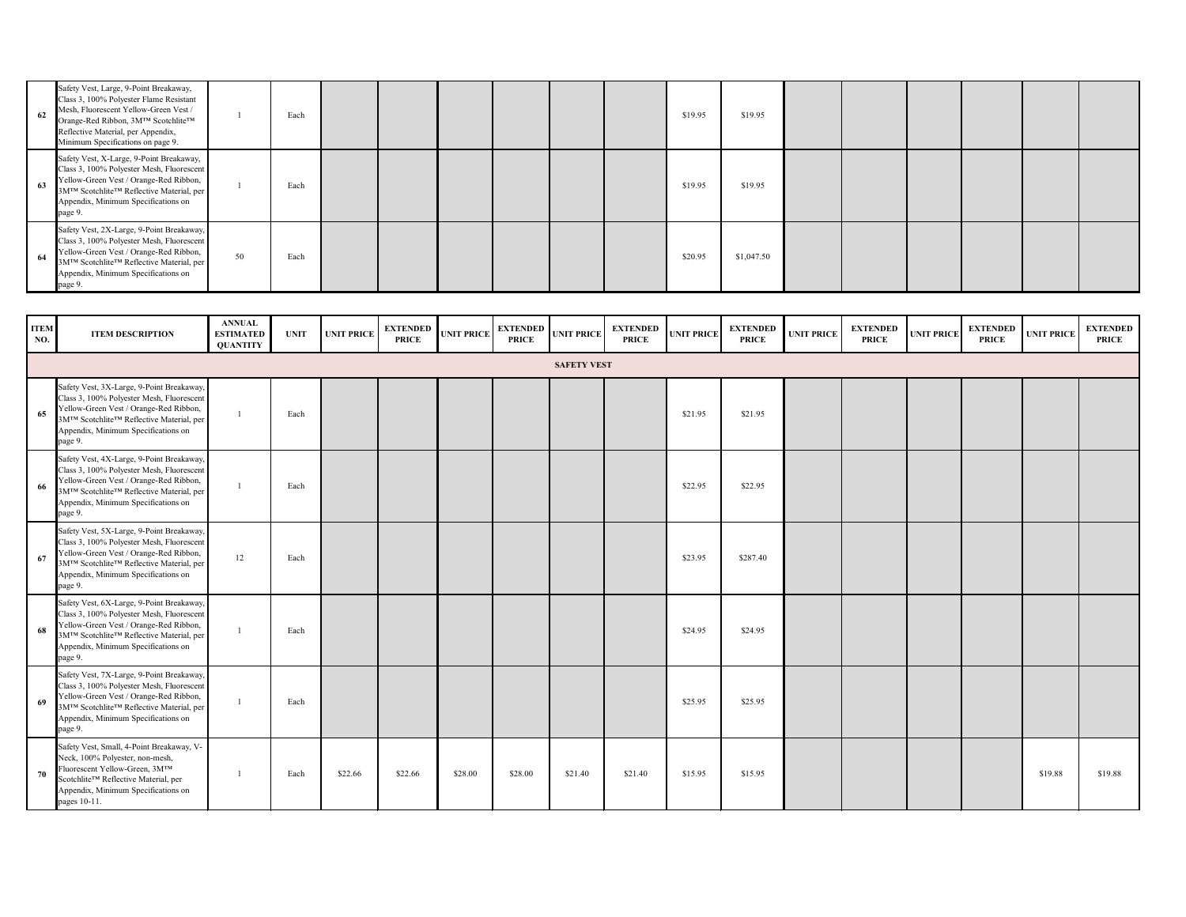| ITEM NO. | ITEM DESCRIPTION | ANNUAL ESTIMATED QUANTITY | UNIT | UNIT PRICE | EXTENDED PRICE | UNIT PRICE | EXTENDED PRICE | UNIT PRICE | EXTENDED PRICE | UNIT PRICE | EXTENDED PRICE | UNIT PRICE | EXTENDED PRICE | UNIT PRICE | EXTENDED PRICE | UNIT PRICE | EXTENDED PRICE |
|---|---|---|---|---|---|---|---|---|---|---|---|---|---|---|---|---|---|
| 62 | Safety Vest, Large, 9-Point Breakaway, Class 3, 100% Polyester Flame Resistant Mesh, Fluorescent Yellow-Green Vest / Orange-Red Ribbon, 3M™ Scotchlite™ Reflective Material, per Appendix, Minimum Specifications on page 9. | 1 | Each | | | | | | | $19.95 | $19.95 | | | | | | |
| 63 | Safety Vest, X-Large, 9-Point Breakaway, Class 3, 100% Polyester Mesh, Fluorescent Yellow-Green Vest / Orange-Red Ribbon, 3M™ Scotchlite™ Reflective Material, per Appendix, Minimum Specifications on page 9. | 1 | Each | | | | | | | $19.95 | $19.95 | | | | | | |
| 64 | Safety Vest, 2X-Large, 9-Point Breakaway, Class 3, 100% Polyester Mesh, Fluorescent Yellow-Green Vest / Orange-Red Ribbon, 3M™ Scotchlite™ Reflective Material, per Appendix, Minimum Specifications on page 9. | 50 | Each | | | | | | | $20.95 | $1,047.50 | | | | | | |
| | **SAFETY VEST** | | | | | | | | | | | | | | | | |
| 65 | Safety Vest, 3X-Large, 9-Point Breakaway, Class 3, 100% Polyester Mesh, Fluorescent Yellow-Green Vest / Orange-Red Ribbon, 3M™ Scotchlite™ Reflective Material, per Appendix, Minimum Specifications on page 9. | 1 | Each | | | | | | | $21.95 | $21.95 | | | | | | |
| 66 | Safety Vest, 4X-Large, 9-Point Breakaway, Class 3, 100% Polyester Mesh, Fluorescent Yellow-Green Vest / Orange-Red Ribbon, 3M™ Scotchlite™ Reflective Material, per Appendix, Minimum Specifications on page 9. | 1 | Each | | | | | | | $22.95 | $22.95 | | | | | | |
| 67 | Safety Vest, 5X-Large, 9-Point Breakaway, Class 3, 100% Polyester Mesh, Fluorescent Yellow-Green Vest / Orange-Red Ribbon, 3M™ Scotchlite™ Reflective Material, per Appendix, Minimum Specifications on page 9. | 12 | Each | | | | | | | $23.95 | $287.40 | | | | | | |
| 68 | Safety Vest, 6X-Large, 9-Point Breakaway, Class 3, 100% Polyester Mesh, Fluorescent Yellow-Green Vest / Orange-Red Ribbon, 3M™ Scotchlite™ Reflective Material, per Appendix, Minimum Specifications on page 9. | 1 | Each | | | | | | | $24.95 | $24.95 | | | | | | |
| 69 | Safety Vest, 7X-Large, 9-Point Breakaway, Class 3, 100% Polyester Mesh, Fluorescent Yellow-Green Vest / Orange-Red Ribbon, 3M™ Scotchlite™ Reflective Material, per Appendix, Minimum Specifications on page 9. | 1 | Each | | | | | | | $25.95 | $25.95 | | | | | | |
| 70 | Safety Vest, Small, 4-Point Breakaway, V-Neck, 100% Polyester, non-mesh, Fluorescent Yellow-Green, 3M™ Scotchlite™ Reflective Material, per Appendix, Minimum Specifications on pages 10-11. | 1 | Each | $22.66 | $22.66 | $28.00 | $28.00 | $21.40 | $21.40 | $15.95 | $15.95 | | | | | $19.88 | $19.88 |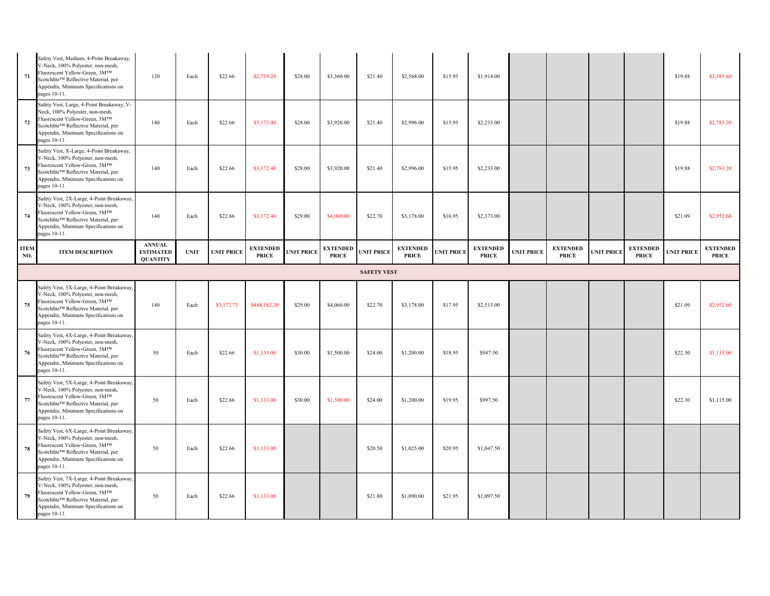| ITEM NO. | ITEM DESCRIPTION | ANNUAL ESTIMATED QUANTITY | UNIT | UNIT PRICE | EXTENDED PRICE | UNIT PRICE | EXTENDED PRICE | UNIT PRICE | EXTENDED PRICE | UNIT PRICE | EXTENDED PRICE | UNIT PRICE | EXTENDED PRICE | UNIT PRICE | EXTENDED PRICE | UNIT PRICE | EXTENDED PRICE |
|---|---|---|---|---|---|---|---|---|---|---|---|---|---|---|---|---|---|
| 71 | Safety Vest, Medium, 4-Point Breakaway, V-Neck, 100% Polyester, non-mesh, Fluorescent Yellow-Green, 3M™ Scotchlite™ Reflective Material, per Appendix, Minimum Specifications on pages 10-11. | 120 | Each | $22.66 | $2,719.20 | $28.00 | $3,360.00 | $21.40 | $2,568.00 | $15.95 | $1,914.00 | | | | | $19.88 | $2,385.60 |
| 72 | Safety Vest, Large, 4-Point Breakaway, V-Neck, 100% Polyester, non-mesh, Fluorescent Yellow-Green, 3M™ Scotchlite™ Reflective Material, per Appendix, Minimum Specifications on pages 10-11. | 140 | Each | $22.66 | $3,172.40 | $28.00 | $3,920.00 | $21.40 | $2,996.00 | $15.95 | $2,233.00 | | | | | $19.88 | $2,783.20 |
| 73 | Safety Vest, X-Large, 4-Point Breakaway, V-Neck, 100% Polyester, non-mesh, Fluorescent Yellow-Green, 3M™ Scotchlite™ Reflective Material, per Appendix, Minimum Specifications on pages 10-11. | 140 | Each | $22.66 | $3,172.40 | $28.00 | $3,920.00 | $21.40 | $2,996.00 | $15.95 | $2,233.00 | | | | | $19.88 | $2,783.20 |
| 74 | Safety Vest, 2X-Large, 4-Point Breakaway, V-Neck, 100% Polyester, non-mesh, Fluorescent Yellow-Green, 3M™ Scotchlite™ Reflective Material, per Appendix, Minimum Specifications on pages 10-11. | 140 | Each | $22.66 | $3,172.40 | $29.00 | $4,060.00 | $22.70 | $3,178.00 | $16.95 | $2,373.00 | | | | | $21.09 | $2,952.60 |
| **ITEM NO.** | **ITEM DESCRIPTION** | **ANNUAL ESTIMATED QUANTITY** | **UNIT** | **UNIT PRICE** | **EXTENDED PRICE** | **UNIT PRICE** | **EXTENDED PRICE** | **UNIT PRICE** | **EXTENDED PRICE** | **UNIT PRICE** | **EXTENDED PRICE** | **UNIT PRICE** | **EXTENDED PRICE** | **UNIT PRICE** | **EXTENDED PRICE** | **UNIT PRICE** | **EXTENDED PRICE** |
| | | | | | | | | **SAFETY VEST** | | | | | | | | | |
| 75 | Safety Vest, 3X-Large, 4-Point Breakaway, V-Neck, 100% Polyester, non-mesh, Fluorescent Yellow-Green, 3M™ Scotchlite™ Reflective Material, per Appendix, Minimum Specifications on pages 10-11. | 140 | Each | $3,172.73 | $444,182.20 | $29.00 | $4,060.00 | $22.70 | $3,178.00 | $17.95 | $2,513.00 | | | | | $21.09 | $2,952.60 |
| 76 | Safety Vest, 4X-Large, 4-Point Breakaway, V-Neck, 100% Polyester, non-mesh, Fluorescent Yellow-Green, 3M™ Scotchlite™ Reflective Material, per Appendix, Minimum Specifications on pages 10-11. | 50 | Each | $22.66 | $1,133.00 | $30.00 | $1,500.00 | $24.00 | $1,200.00 | $18.95 | $947.50 | | | | | $22.30 | $1,115.00 |
| 77 | Safety Vest, 5X-Large, 4-Point Breakaway, V-Neck, 100% Polyester, non-mesh, Fluorescent Yellow-Green, 3M™ Scotchlite™ Reflective Material, per Appendix, Minimum Specifications on pages 10-11. | 50 | Each | $22.66 | $1,133.00 | $30.00 | $1,500.00 | $24.00 | $1,200.00 | $19.95 | $997.50 | | | | | $22.30 | $1,115.00 |
| 78 | Safety Vest, 6X-Large, 4-Point Breakaway, V-Neck, 100% Polyester, non-mesh, Fluorescent Yellow-Green, 3M™ Scotchlite™ Reflective Material, per Appendix, Minimum Specifications on pages 10-11. | 50 | Each | $22.66 | $1,133.00 | | | $20.50 | $1,025.00 | $20.95 | $1,047.50 | | | | | | |
| 79 | Safety Vest, 7X-Large, 4-Point Breakaway, V-Neck, 100% Polyester, non-mesh, Fluorescent Yellow-Green, 3M™ Scotchlite™ Reflective Material, per Appendix, Minimum Specifications on pages 10-11. | 50 | Each | $22.66 | $1,133.00 | | | $21.80 | $1,090.00 | $21.95 | $1,097.50 | | | | | | |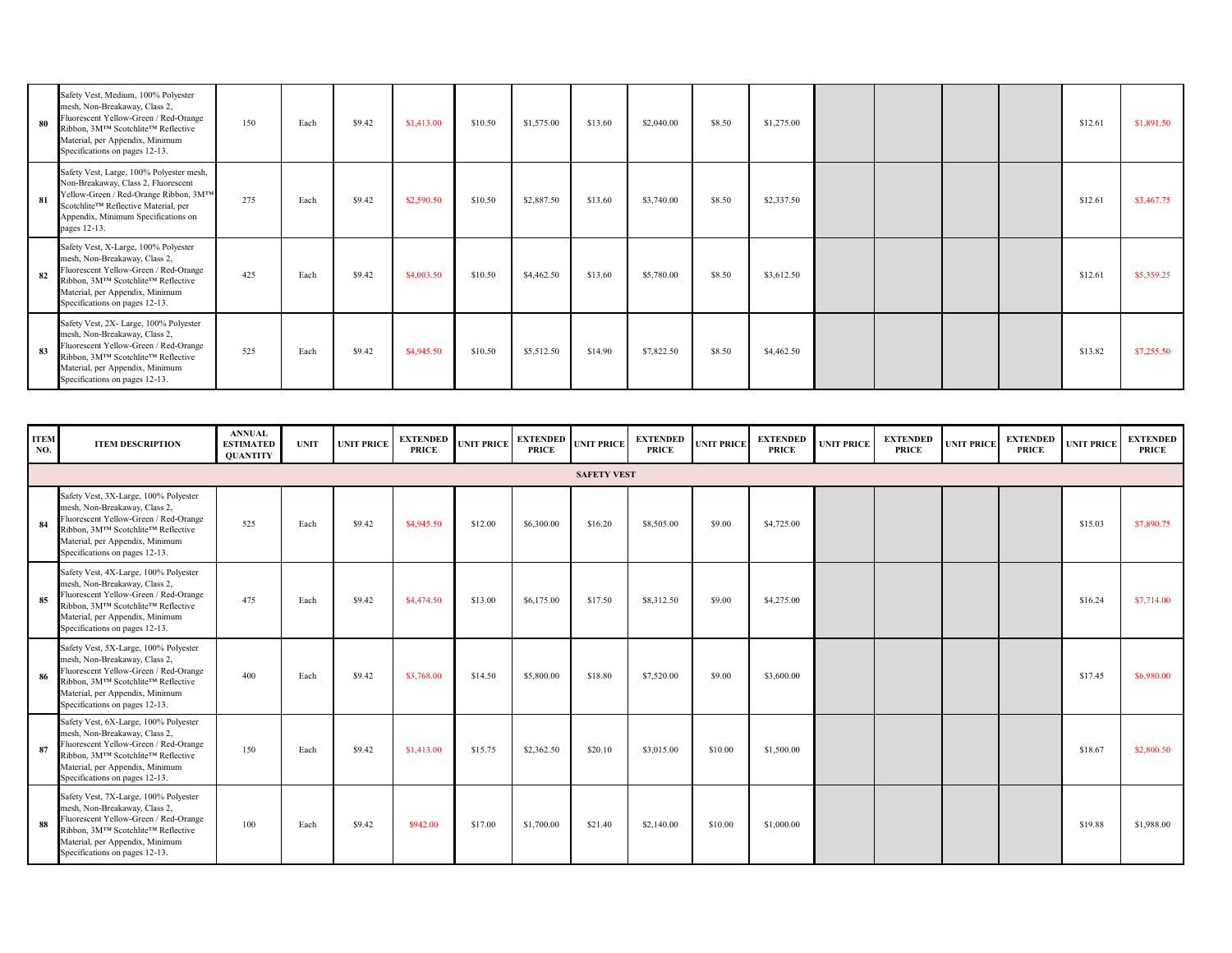| ITEM NO. | ITEM DESCRIPTION | ANNUAL ESTIMATED QUANTITY | UNIT | UNIT PRICE | EXTENDED PRICE | UNIT PRICE | EXTENDED PRICE | UNIT PRICE | EXTENDED PRICE | UNIT PRICE | EXTENDED PRICE | UNIT PRICE | EXTENDED PRICE | UNIT PRICE | EXTENDED PRICE | UNIT PRICE | EXTENDED PRICE |
|---|---|---|---|---|---|---|---|---|---|---|---|---|---|---|---|---|---|
| 80 | Safety Vest, Medium, 100% Polyester mesh, Non-Breakaway, Class 2, Fluorescent Yellow-Green / Red-Orange Ribbon, 3M™ Scotchlite™ Reflective Material, per Appendix, Minimum Specifications on pages 12-13. | 150 | Each | $9.42 | $1,413.00 | $10.50 | $1,575.00 | $13.60 | $2,040.00 | $8.50 | $1,275.00 | | | | | $12.61 | $1,891.50 |
| 81 | Safety Vest, Large, 100% Polyester mesh, Non-Breakaway, Class 2, Fluorescent Yellow-Green / Red-Orange Ribbon, 3M™ Scotchlite™ Reflective Material, per Appendix, Minimum Specifications on pages 12-13. | 275 | Each | $9.42 | $2,590.50 | $10.50 | $2,887.50 | $13.60 | $3,740.00 | $8.50 | $2,337.50 | | | | | $12.61 | $3,467.75 |
| 82 | Safety Vest, X-Large, 100% Polyester mesh, Non-Breakaway, Class 2, Fluorescent Yellow-Green / Red-Orange Ribbon, 3M™ Scotchlite™ Reflective Material, per Appendix, Minimum Specifications on pages 12-13. | 425 | Each | $9.42 | $4,003.50 | $10.50 | $4,462.50 | $13.60 | $5,780.00 | $8.50 | $3,612.50 | | | | | $12.61 | $5,359.25 |
| 83 | Safety Vest, 2X- Large, 100% Polyester mesh, Non-Breakaway, Class 2, Fluorescent Yellow-Green / Red-Orange Ribbon, 3M™ Scotchlite™ Reflective Material, per Appendix, Minimum Specifications on pages 12-13. | 525 | Each | $9.42 | $4,945.50 | $10.50 | $5,512.50 | $14.90 | $7,822.50 | $8.50 | $4,462.50 | | | | | $13.82 | $7,255.50 |

| ITEM NO. | ITEM DESCRIPTION | ANNUAL ESTIMATED QUANTITY | UNIT | UNIT PRICE | EXTENDED PRICE | UNIT PRICE | EXTENDED PRICE | UNIT PRICE | EXTENDED PRICE | UNIT PRICE | EXTENDED PRICE | UNIT PRICE | EXTENDED PRICE | UNIT PRICE | EXTENDED PRICE | UNIT PRICE | EXTENDED PRICE |
|---|---|---|---|---|---|---|---|---|---|---|---|---|---|---|---|---|---|
| | | | | | | | | **SAFETY VEST** | | | | | | | | | |
| 84 | Safety Vest, 3X-Large, 100% Polyester mesh, Non-Breakaway, Class 2, Fluorescent Yellow-Green / Red-Orange Ribbon, 3M™ Scotchlite™ Reflective Material, per Appendix, Minimum Specifications on pages 12-13. | 525 | Each | $9.42 | $4,945.50 | $12.00 | $6,300.00 | $16.20 | $8,505.00 | $9.00 | $4,725.00 | | | | | $15.03 | $7,890.75 |
| 85 | Safety Vest, 4X-Large, 100% Polyester mesh, Non-Breakaway, Class 2, Fluorescent Yellow-Green / Red-Orange Ribbon, 3M™ Scotchlite™ Reflective Material, per Appendix, Minimum Specifications on pages 12-13. | 475 | Each | $9.42 | $4,474.50 | $13.00 | $6,175.00 | $17.50 | $8,312.50 | $9.00 | $4,275.00 | | | | | $16.24 | $7,714.00 |
| 86 | Safety Vest, 5X-Large, 100% Polyester mesh, Non-Breakaway, Class 2, Fluorescent Yellow-Green / Red-Orange Ribbon, 3M™ Scotchlite™ Reflective Material, per Appendix, Minimum Specifications on pages 12-13. | 400 | Each | $9.42 | $3,768.00 | $14.50 | $5,800.00 | $18.80 | $7,520.00 | $9.00 | $3,600.00 | | | | | $17.45 | $6,980.00 |
| 87 | Safety Vest, 6X-Large, 100% Polyester mesh, Non-Breakaway, Class 2, Fluorescent Yellow-Green / Red-Orange Ribbon, 3M™ Scotchlite™ Reflective Material, per Appendix, Minimum Specifications on pages 12-13. | 150 | Each | $9.42 | $1,413.00 | $15.75 | $2,362.50 | $20.10 | $3,015.00 | $10.00 | $1,500.00 | | | | | $18.67 | $2,800.50 |
| 88 | Safety Vest, 7X-Large, 100% Polyester mesh, Non-Breakaway, Class 2, Fluorescent Yellow-Green / Red-Orange Ribbon, 3M™ Scotchlite™ Reflective Material, per Appendix, Minimum Specifications on pages 12-13. | 100 | Each | $9.42 | $942.00 | $17.00 | $1,700.00 | $21.40 | $2,140.00 | $10.00 | $1,000.00 | | | | | $19.88 | $1,988.00 |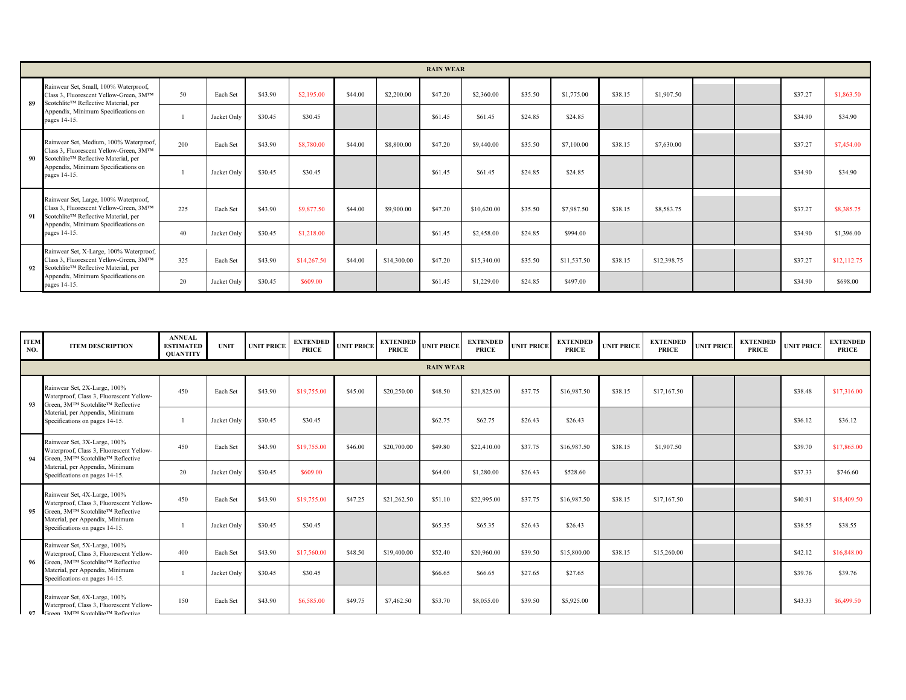| | | | | | | | | | | | | | | | | | |
|---|---|---|---|---|---|---|---|---|---|---|---|---|---|---|---|---|---|
| **RAIN WEAR** | | | | | | | | | | | | | | | | | |
| 89 | Rainwear Set, Small, 100% Waterproof, Class 3, Fluorescent Yellow-Green, 3M™ Scotchlite™ Reflective Material, per Appendix, Minimum Specifications on pages 14-15. | 50 | Each Set | $43.90 | $2,195.00 | $44.00 | $2,200.00 | $47.20 | $2,360.00 | $35.50 | $1,775.00 | $38.15 | $1,907.50 | | | $37.27 | $1,863.50 |
| | | 1 | Jacket Only | $30.45 | $30.45 | | | $61.45 | $61.45 | $24.85 | $24.85 | | | | | $34.90 | $34.90 |
| 90 | Rainwear Set, Medium, 100% Waterproof, Class 3, Fluorescent Yellow-Green, 3M™ Scotchlite™ Reflective Material, per Appendix, Minimum Specifications on pages 14-15. | 200 | Each Set | $43.90 | $8,780.00 | $44.00 | $8,800.00 | $47.20 | $9,440.00 | $35.50 | $7,100.00 | $38.15 | $7,630.00 | | | $37.27 | $7,454.00 |
| | | 1 | Jacket Only | $30.45 | $30.45 | | | $61.45 | $61.45 | $24.85 | $24.85 | | | | | $34.90 | $34.90 |
| 91 | Rainwear Set, Large, 100% Waterproof, Class 3, Fluorescent Yellow-Green, 3M™ Scotchlite™ Reflective Material, per Appendix, Minimum Specifications on pages 14-15. | 225 | Each Set | $43.90 | $9,877.50 | $44.00 | $9,900.00 | $47.20 | $10,620.00 | $35.50 | $7,987.50 | $38.15 | $8,583.75 | | | $37.27 | $8,385.75 |
| | | 40 | Jacket Only | $30.45 | $1,218.00 | | | $61.45 | $2,458.00 | $24.85 | $994.00 | | | | | $34.90 | $1,396.00 |
| 92 | Rainwear Set, X-Large, 100% Waterproof, Class 3, Fluorescent Yellow-Green, 3M™ Scotchlite™ Reflective Material, per Appendix, Minimum Specifications on pages 14-15. | 325 | Each Set | $43.90 | $14,267.50 | $44.00 | $14,300.00 | $47.20 | $15,340.00 | $35.50 | $11,537.50 | $38.15 | $12,398.75 | | | $37.27 | $12,112.75 |
| | | 20 | Jacket Only | $30.45 | $609.00 | | | $61.45 | $1,229.00 | $24.85 | $497.00 | | | | | $34.90 | $698.00 |

| ITEM NO. | ITEM DESCRIPTION | ANNUAL ESTIMATED QUANTITY | UNIT | UNIT PRICE | EXTENDED PRICE | UNIT PRICE | EXTENDED PRICE | UNIT PRICE | EXTENDED PRICE | UNIT PRICE | EXTENDED PRICE | UNIT PRICE | EXTENDED PRICE | UNIT PRICE | EXTENDED PRICE | UNIT PRICE | EXTENDED PRICE |
|---|---|---|---|---|---|---|---|---|---|---|---|---|---|---|---|---|---|
| **RAIN WEAR** | | | | | | | | | | | | | | | | | |
| 93 | Rainwear Set, 2X-Large, 100% Waterproof, Class 3, Fluorescent Yellow-Green, 3M™ Scotchlite™ Reflective Material, per Appendix, Minimum Specifications on pages 14-15. | 450 | Each Set | $43.90 | $19,755.00 | $45.00 | $20,250.00 | $48.50 | $21,825.00 | $37.75 | $16,987.50 | $38.15 | $17,167.50 | | | $38.48 | $17,316.00 |
| | | 1 | Jacket Only | $30.45 | $30.45 | | | $62.75 | $62.75 | $26.43 | $26.43 | | | | | $36.12 | $36.12 |
| 94 | Rainwear Set, 3X-Large, 100% Waterproof, Class 3, Fluorescent Yellow-Green, 3M™ Scotchlite™ Reflective Material, per Appendix, Minimum Specifications on pages 14-15. | 450 | Each Set | $43.90 | $19,755.00 | $46.00 | $20,700.00 | $49.80 | $22,410.00 | $37.75 | $16,987.50 | $38.15 | $1,907.50 | | | $39.70 | $17,865.00 |
| | | 20 | Jacket Only | $30.45 | $609.00 | | | $64.00 | $1,280.00 | $26.43 | $528.60 | | | | | $37.33 | $746.60 |
| 95 | Rainwear Set, 4X-Large, 100% Waterproof, Class 3, Fluorescent Yellow-Green, 3M™ Scotchlite™ Reflective Material, per Appendix, Minimum Specifications on pages 14-15. | 450 | Each Set | $43.90 | $19,755.00 | $47.25 | $21,262.50 | $51.10 | $22,995.00 | $37.75 | $16,987.50 | $38.15 | $17,167.50 | | | $40.91 | $18,409.50 |
| | | 1 | Jacket Only | $30.45 | $30.45 | | | $65.35 | $65.35 | $26.43 | $26.43 | | | | | $38.55 | $38.55 |
| 96 | Rainwear Set, 5X-Large, 100% Waterproof, Class 3, Fluorescent Yellow-Green, 3M™ Scotchlite™ Reflective Material, per Appendix, Minimum Specifications on pages 14-15. | 400 | Each Set | $43.90 | $17,560.00 | $48.50 | $19,400.00 | $52.40 | $20,960.00 | $39.50 | $15,800.00 | $38.15 | $15,260.00 | | | $42.12 | $16,848.00 |
| | | 1 | Jacket Only | $30.45 | $30.45 | | | $66.65 | $66.65 | $27.65 | $27.65 | | | | | $39.76 | $39.76 |
| 97 | Rainwear Set, 6X-Large, 100% Waterproof, Class 3, Fluorescent Yellow-Green, 3M™ Scotchlite™ Reflective | 150 | Each Set | $43.90 | $6,585.00 | $49.75 | $7,462.50 | $53.70 | $8,055.00 | $39.50 | $5,925.00 | | | | | $43.33 | $6,499.50 |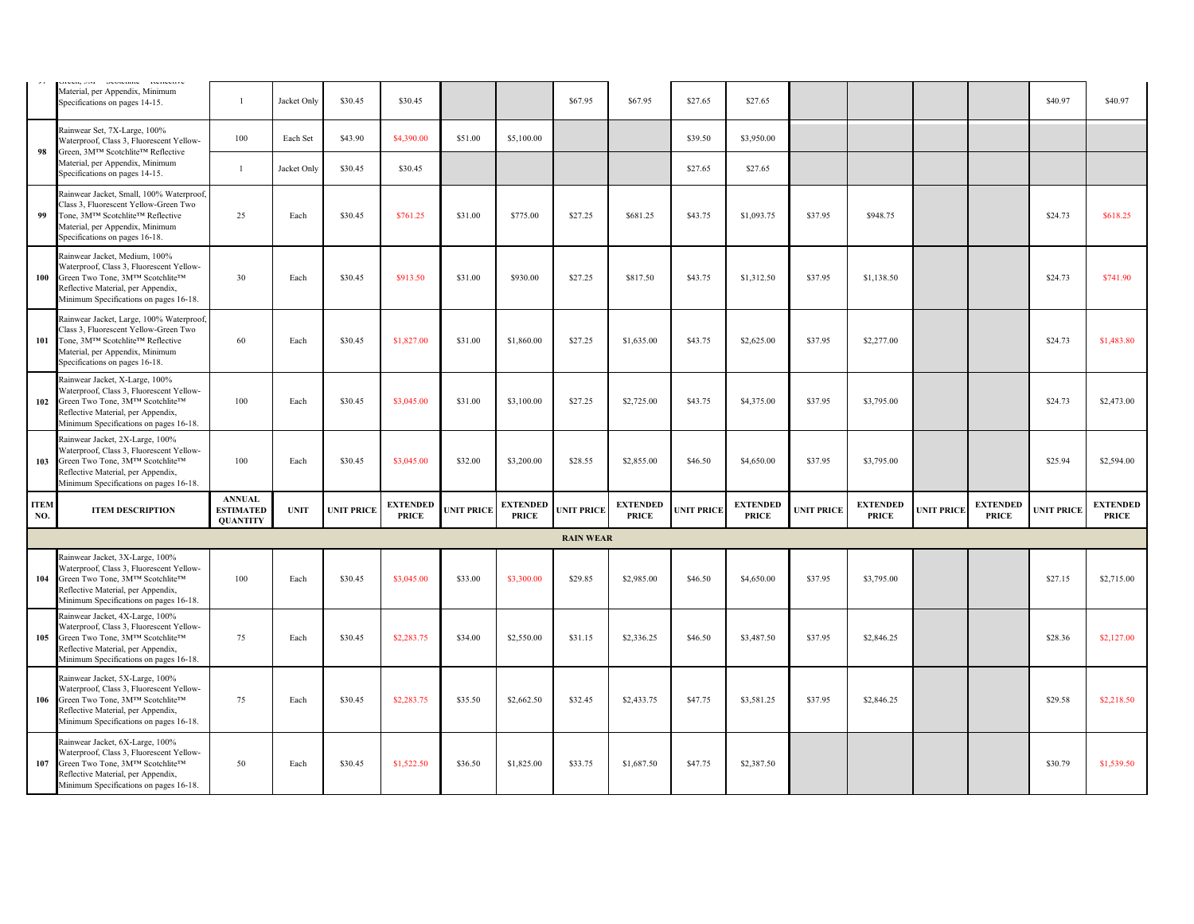| ITEM NO. | ITEM DESCRIPTION | ANNUAL ESTIMATED QUANTITY | UNIT | UNIT PRICE | EXTENDED PRICE | UNIT PRICE | EXTENDED PRICE | UNIT PRICE | EXTENDED PRICE | UNIT PRICE | EXTENDED PRICE | UNIT PRICE | EXTENDED PRICE | UNIT PRICE | EXTENDED PRICE | UNIT PRICE | EXTENDED PRICE |
|---|---|---|---|---|---|---|---|---|---|---|---|---|---|---|---|---|---|
| 97 | Green, 3M™ Scotchlite™ Reflective Material, per Appendix, Minimum Specifications on pages 14-15. | 1 | Jacket Only | $30.45 | $30.45 | | | $67.95 | $67.95 | $27.65 | $27.65 | | | | | $40.97 | $40.97 |
| 98 | Rainwear Set, 7X-Large, 100% Waterproof, Class 3, Fluorescent Yellow-Green, 3M™ Scotchlite™ Reflective Material, per Appendix, Minimum Specifications on pages 14-15. | 100 | Each Set | $43.90 | $4,390.00 | $51.00 | $5,100.00 | | | $39.50 | $3,950.00 | | | | | | |
| | | 1 | Jacket Only | $30.45 | $30.45 | | | | | $27.65 | $27.65 | | | | | | |
| 99 | Rainwear Jacket, Small, 100% Waterproof, Class 3, Fluorescent Yellow-Green Two Tone, 3M™ Scotchlite™ Reflective Material, per Appendix, Minimum Specifications on pages 16-18. | 25 | Each | $30.45 | $761.25 | $31.00 | $775.00 | $27.25 | $681.25 | $43.75 | $1,093.75 | $37.95 | $948.75 | | | $24.73 | $618.25 |
| 100 | Rainwear Jacket, Medium, 100% Waterproof, Class 3, Fluorescent Yellow-Green Two Tone, 3M™ Scotchlite™ Reflective Material, per Appendix, Minimum Specifications on pages 16-18. | 30 | Each | $30.45 | $913.50 | $31.00 | $930.00 | $27.25 | $817.50 | $43.75 | $1,312.50 | $37.95 | $1,138.50 | | | $24.73 | $741.90 |
| 101 | Rainwear Jacket, Large, 100% Waterproof, Class 3, Fluorescent Yellow-Green Two Tone, 3M™ Scotchlite™ Reflective Material, per Appendix, Minimum Specifications on pages 16-18. | 60 | Each | $30.45 | $1,827.00 | $31.00 | $1,860.00 | $27.25 | $1,635.00 | $43.75 | $2,625.00 | $37.95 | $2,277.00 | | | $24.73 | $1,483.80 |
| 102 | Rainwear Jacket, X-Large, 100% Waterproof, Class 3, Fluorescent Yellow-Green Two Tone, 3M™ Scotchlite™ Reflective Material, per Appendix, Minimum Specifications on pages 16-18. | 100 | Each | $30.45 | $3,045.00 | $31.00 | $3,100.00 | $27.25 | $2,725.00 | $43.75 | $4,375.00 | $37.95 | $3,795.00 | | | $24.73 | $2,473.00 |
| 103 | Rainwear Jacket, 2X-Large, 100% Waterproof, Class 3, Fluorescent Yellow-Green Two Tone, 3M™ Scotchlite™ Reflective Material, per Appendix, Minimum Specifications on pages 16-18. | 100 | Each | $30.45 | $3,045.00 | $32.00 | $3,200.00 | $28.55 | $2,855.00 | $46.50 | $4,650.00 | $37.95 | $3,795.00 | | | $25.94 | $2,594.00 |
| ITEM NO. | ITEM DESCRIPTION | ANNUAL ESTIMATED QUANTITY | UNIT | UNIT PRICE | EXTENDED PRICE | UNIT PRICE | EXTENDED PRICE | UNIT PRICE | EXTENDED PRICE | UNIT PRICE | EXTENDED PRICE | UNIT PRICE | EXTENDED PRICE | UNIT PRICE | EXTENDED PRICE | UNIT PRICE | EXTENDED PRICE |
| | **RAIN WEAR** | | | | | | | | | | | | | | | | |
| 104 | Rainwear Jacket, 3X-Large, 100% Waterproof, Class 3, Fluorescent Yellow-Green Two Tone, 3M™ Scotchlite™ Reflective Material, per Appendix, Minimum Specifications on pages 16-18. | 100 | Each | $30.45 | $3,045.00 | $33.00 | $3,300.00 | $29.85 | $2,985.00 | $46.50 | $4,650.00 | $37.95 | $3,795.00 | | | $27.15 | $2,715.00 |
| 105 | Rainwear Jacket, 4X-Large, 100% Waterproof, Class 3, Fluorescent Yellow-Green Two Tone, 3M™ Scotchlite™ Reflective Material, per Appendix, Minimum Specifications on pages 16-18. | 75 | Each | $30.45 | $2,283.75 | $34.00 | $2,550.00 | $31.15 | $2,336.25 | $46.50 | $3,487.50 | $37.95 | $2,846.25 | | | $28.36 | $2,127.00 |
| 106 | Rainwear Jacket, 5X-Large, 100% Waterproof, Class 3, Fluorescent Yellow-Green Two Tone, 3M™ Scotchlite™ Reflective Material, per Appendix, Minimum Specifications on pages 16-18. | 75 | Each | $30.45 | $2,283.75 | $35.50 | $2,662.50 | $32.45 | $2,433.75 | $47.75 | $3,581.25 | $37.95 | $2,846.25 | | | $29.58 | $2,218.50 |
| 107 | Rainwear Jacket, 6X-Large, 100% Waterproof, Class 3, Fluorescent Yellow-Green Two Tone, 3M™ Scotchlite™ Reflective Material, per Appendix, Minimum Specifications on pages 16-18. | 50 | Each | $30.45 | $1,522.50 | $36.50 | $1,825.00 | $33.75 | $1,687.50 | $47.75 | $2,387.50 | | | | | $30.79 | $1,539.50 |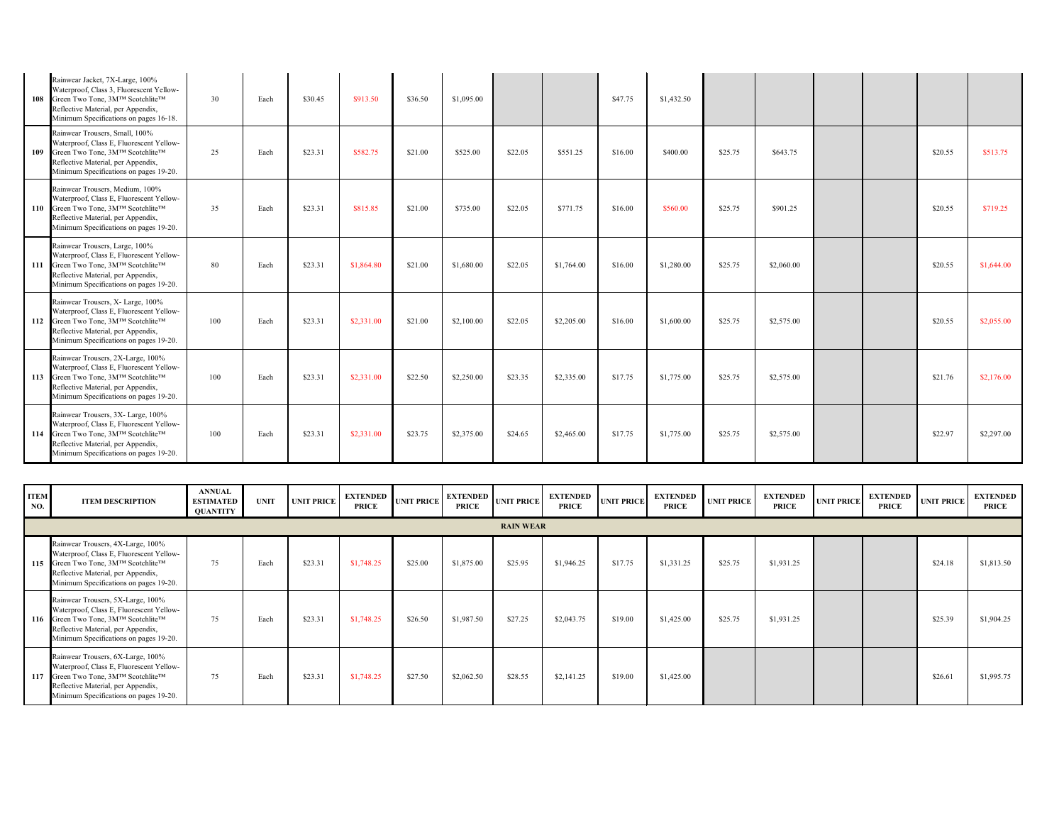| ITEM NO. | ITEM DESCRIPTION | ANNUAL ESTIMATED QUANTITY | UNIT | UNIT PRICE | EXTENDED PRICE | UNIT PRICE | EXTENDED PRICE | UNIT PRICE | EXTENDED PRICE | UNIT PRICE | EXTENDED PRICE | UNIT PRICE | EXTENDED PRICE | UNIT PRICE | EXTENDED PRICE | UNIT PRICE | EXTENDED PRICE |
|---|---|---|---|---|---|---|---|---|---|---|---|---|---|---|---|---|---|
| 108 | Rainwear Jacket, 7X-Large, 100% Waterproof, Class 3, Fluorescent Yellow-Green Two Tone, 3M™ Scotchlite™ Reflective Material, per Appendix, Minimum Specifications on pages 16-18. | 30 | Each | $30.45 | $913.50 | $36.50 | $1,095.00 | | | $47.75 | $1,432.50 | | | | | | |
| 109 | Rainwear Trousers, Small, 100% Waterproof, Class E, Fluorescent Yellow-Green Two Tone, 3M™ Scotchlite™ Reflective Material, per Appendix, Minimum Specifications on pages 19-20. | 25 | Each | $23.31 | $582.75 | $21.00 | $525.00 | $22.05 | $551.25 | $16.00 | $400.00 | $25.75 | $643.75 | | | $20.55 | $513.75 |
| 110 | Rainwear Trousers, Medium, 100% Waterproof, Class E, Fluorescent Yellow-Green Two Tone, 3M™ Scotchlite™ Reflective Material, per Appendix, Minimum Specifications on pages 19-20. | 35 | Each | $23.31 | $815.85 | $21.00 | $735.00 | $22.05 | $771.75 | $16.00 | $560.00 | $25.75 | $901.25 | | | $20.55 | $719.25 |
| 111 | Rainwear Trousers, Large, 100% Waterproof, Class E, Fluorescent Yellow-Green Two Tone, 3M™ Scotchlite™ Reflective Material, per Appendix, Minimum Specifications on pages 19-20. | 80 | Each | $23.31 | $1,864.80 | $21.00 | $1,680.00 | $22.05 | $1,764.00 | $16.00 | $1,280.00 | $25.75 | $2,060.00 | | | $20.55 | $1,644.00 |
| 112 | Rainwear Trousers, X- Large, 100% Waterproof, Class E, Fluorescent Yellow-Green Two Tone, 3M™ Scotchlite™ Reflective Material, per Appendix, Minimum Specifications on pages 19-20. | 100 | Each | $23.31 | $2,331.00 | $21.00 | $2,100.00 | $22.05 | $2,205.00 | $16.00 | $1,600.00 | $25.75 | $2,575.00 | | | $20.55 | $2,055.00 |
| 113 | Rainwear Trousers, 2X-Large, 100% Waterproof, Class E, Fluorescent Yellow-Green Two Tone, 3M™ Scotchlite™ Reflective Material, per Appendix, Minimum Specifications on pages 19-20. | 100 | Each | $23.31 | $2,331.00 | $22.50 | $2,250.00 | $23.35 | $2,335.00 | $17.75 | $1,775.00 | $25.75 | $2,575.00 | | | $21.76 | $2,176.00 |
| 114 | Rainwear Trousers, 3X- Large, 100% Waterproof, Class E, Fluorescent Yellow-Green Two Tone, 3M™ Scotchlite™ Reflective Material, per Appendix, Minimum Specifications on pages 19-20. | 100 | Each | $23.31 | $2,331.00 | $23.75 | $2,375.00 | $24.65 | $2,465.00 | $17.75 | $1,775.00 | $25.75 | $2,575.00 | | | $22.97 | $2,297.00 |

| ITEM NO. | ITEM DESCRIPTION | ANNUAL ESTIMATED QUANTITY | UNIT | UNIT PRICE | EXTENDED PRICE | UNIT PRICE | EXTENDED PRICE | UNIT PRICE | EXTENDED PRICE | UNIT PRICE | EXTENDED PRICE | UNIT PRICE | EXTENDED PRICE | UNIT PRICE | EXTENDED PRICE | UNIT PRICE | EXTENDED PRICE |
|---|---|---|---|---|---|---|---|---|---|---|---|---|---|---|---|---|---|
| | | | | | | | | RAIN WEAR | | | | | | | | | |
| 115 | Rainwear Trousers, 4X-Large, 100% Waterproof, Class E, Fluorescent Yellow-Green Two Tone, 3M™ Scotchlite™ Reflective Material, per Appendix, Minimum Specifications on pages 19-20. | 75 | Each | $23.31 | $1,748.25 | $25.00 | $1,875.00 | $25.95 | $1,946.25 | $17.75 | $1,331.25 | $25.75 | $1,931.25 | | | $24.18 | $1,813.50 |
| 116 | Rainwear Trousers, 5X-Large, 100% Waterproof, Class E, Fluorescent Yellow-Green Two Tone, 3M™ Scotchlite™ Reflective Material, per Appendix, Minimum Specifications on pages 19-20. | 75 | Each | $23.31 | $1,748.25 | $26.50 | $1,987.50 | $27.25 | $2,043.75 | $19.00 | $1,425.00 | $25.75 | $1,931.25 | | | $25.39 | $1,904.25 |
| 117 | Rainwear Trousers, 6X-Large, 100% Waterproof, Class E, Fluorescent Yellow-Green Two Tone, 3M™ Scotchlite™ Reflective Material, per Appendix, Minimum Specifications on pages 19-20. | 75 | Each | $23.31 | $1,748.25 | $27.50 | $2,062.50 | $28.55 | $2,141.25 | $19.00 | $1,425.00 | | | | | $26.61 | $1,995.75 |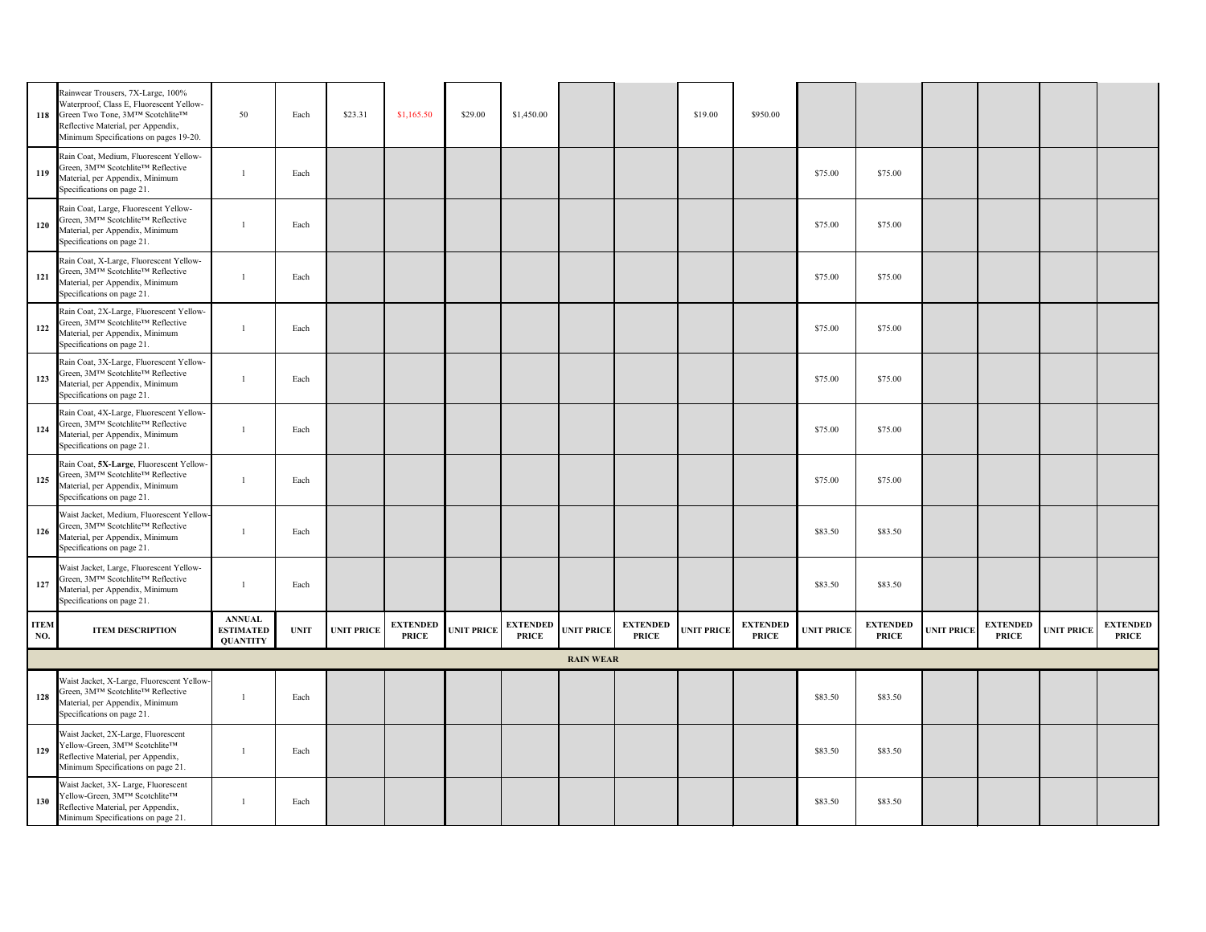| ITEM NO. | ITEM DESCRIPTION | ANNUAL ESTIMATED QUANTITY | UNIT | UNIT PRICE | EXTENDED PRICE | UNIT PRICE | EXTENDED PRICE | UNIT PRICE | EXTENDED PRICE | UNIT PRICE | EXTENDED PRICE | UNIT PRICE | EXTENDED PRICE | UNIT PRICE | EXTENDED PRICE | UNIT PRICE | EXTENDED PRICE |
|---|---|---|---|---|---|---|---|---|---|---|---|---|---|---|---|---|---|
| 118 | Rainwear Trousers, 7X-Large, 100% Waterproof, Class E, Fluorescent Yellow-Green Two Tone, 3M™ Scotchlite™ Reflective Material, per Appendix, Minimum Specifications on pages 19-20. | 50 | Each | $23.31 | $1,165.50 | $29.00 | $1,450.00 | | | $19.00 | $950.00 | | | | | | |
| 119 | Rain Coat, Medium, Fluorescent Yellow-Green, 3M™ Scotchlite™ Reflective Material, per Appendix, Minimum Specifications on page 21. | 1 | Each | | | | | | | | | $75.00 | $75.00 | | | | |
| 120 | Rain Coat, Large, Fluorescent Yellow-Green, 3M™ Scotchlite™ Reflective Material, per Appendix, Minimum Specifications on page 21. | 1 | Each | | | | | | | | | $75.00 | $75.00 | | | | |
| 121 | Rain Coat, X-Large, Fluorescent Yellow-Green, 3M™ Scotchlite™ Reflective Material, per Appendix, Minimum Specifications on page 21. | 1 | Each | | | | | | | | | $75.00 | $75.00 | | | | |
| 122 | Rain Coat, 2X-Large, Fluorescent Yellow-Green, 3M™ Scotchlite™ Reflective Material, per Appendix, Minimum Specifications on page 21. | 1 | Each | | | | | | | | | $75.00 | $75.00 | | | | |
| 123 | Rain Coat, 3X-Large, Fluorescent Yellow-Green, 3M™ Scotchlite™ Reflective Material, per Appendix, Minimum Specifications on page 21. | 1 | Each | | | | | | | | | $75.00 | $75.00 | | | | |
| 124 | Rain Coat, 4X-Large, Fluorescent Yellow-Green, 3M™ Scotchlite™ Reflective Material, per Appendix, Minimum Specifications on page 21. | 1 | Each | | | | | | | | | $75.00 | $75.00 | | | | |
| 125 | Rain Coat, **5X-Large**, Fluorescent Yellow-Green, 3M™ Scotchlite™ Reflective Material, per Appendix, Minimum Specifications on page 21. | 1 | Each | | | | | | | | | $75.00 | $75.00 | | | | |
| 126 | Waist Jacket, Medium, Fluorescent Yellow-Green, 3M™ Scotchlite™ Reflective Material, per Appendix, Minimum Specifications on page 21. | 1 | Each | | | | | | | | | $83.50 | $83.50 | | | | |
| 127 | Waist Jacket, Large, Fluorescent Yellow-Green, 3M™ Scotchlite™ Reflective Material, per Appendix, Minimum Specifications on page 21. | 1 | Each | | | | | | | | | $83.50 | $83.50 | | | | |
| **RAIN WEAR** | | | | | | | | | | | | | | | | | |
| 128 | Waist Jacket, X-Large, Fluorescent Yellow-Green, 3M™ Scotchlite™ Reflective Material, per Appendix, Minimum Specifications on page 21. | 1 | Each | | | | | | | | | $83.50 | $83.50 | | | | |
| 129 | Waist Jacket, 2X-Large, Fluorescent Yellow-Green, 3M™ Scotchlite™ Reflective Material, per Appendix, Minimum Specifications on page 21. | 1 | Each | | | | | | | | | $83.50 | $83.50 | | | | |
| 130 | Waist Jacket, 3X- Large, Fluorescent Yellow-Green, 3M™ Scotchlite™ Reflective Material, per Appendix, Minimum Specifications on page 21. | 1 | Each | | | | | | | | | $83.50 | $83.50 | | | | |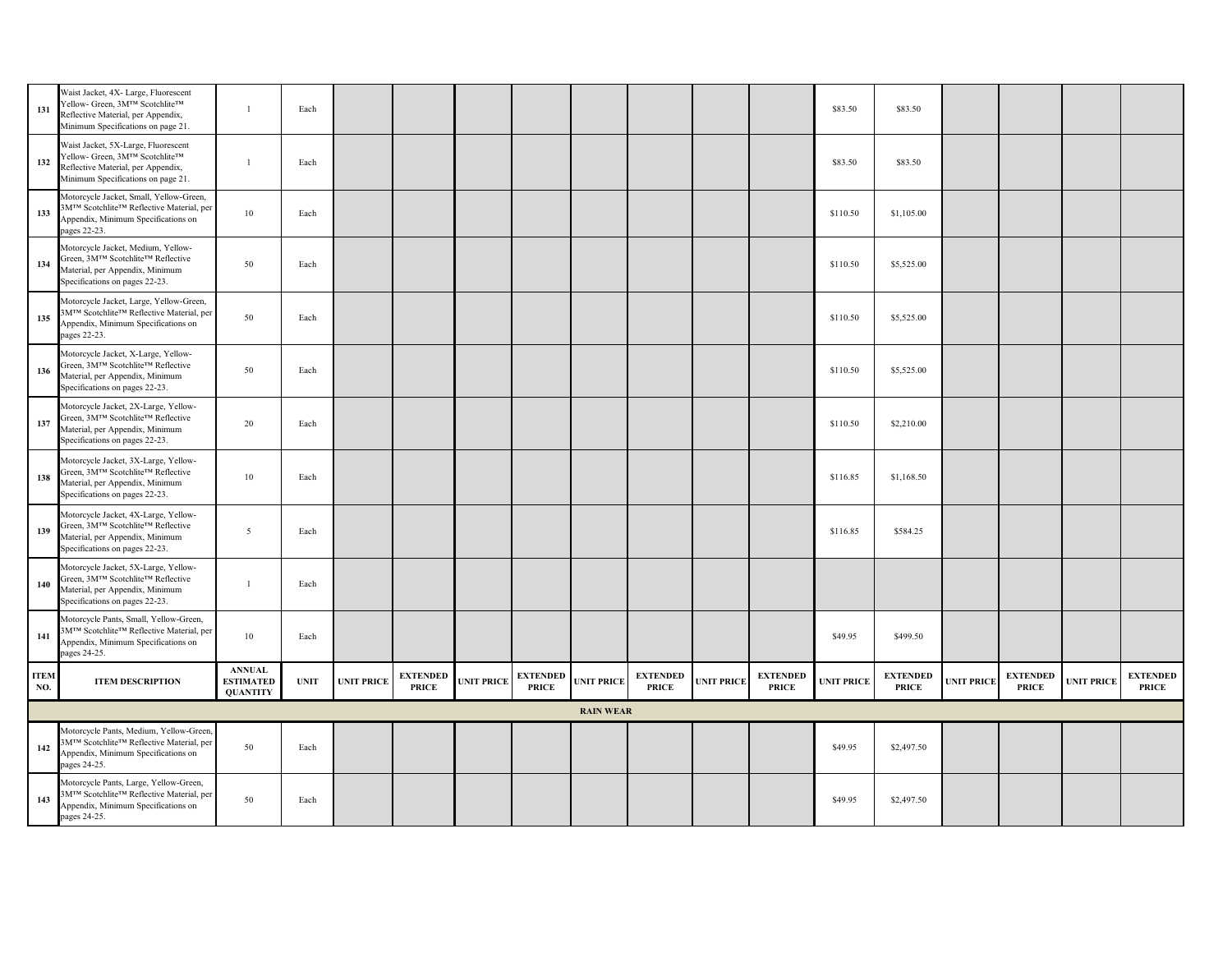| ITEM NO. | ITEM DESCRIPTION | ANNUAL ESTIMATED QUANTITY | UNIT | UNIT PRICE | EXTENDED PRICE | UNIT PRICE | EXTENDED PRICE | UNIT PRICE | EXTENDED PRICE | UNIT PRICE | EXTENDED PRICE | UNIT PRICE | EXTENDED PRICE | UNIT PRICE | EXTENDED PRICE | UNIT PRICE | EXTENDED PRICE |
|---|---|---|---|---|---|---|---|---|---|---|---|---|---|---|---|---|---|
| 131 | Waist Jacket, 4X- Large, Fluorescent Yellow- Green, 3M™ Scotchlite™ Reflective Material, per Appendix, Minimum Specifications on page 21. | 1 | Each | | | | | | | | | $83.50 | $83.50 | | | | |
| 132 | Waist Jacket, 5X-Large, Fluorescent Yellow- Green, 3M™ Scotchlite™ Reflective Material, per Appendix, Minimum Specifications on page 21. | 1 | Each | | | | | | | | | $83.50 | $83.50 | | | | |
| 133 | Motorcycle Jacket, Small, Yellow-Green, 3M™ Scotchlite™ Reflective Material, per Appendix, Minimum Specifications on pages 22-23. | 10 | Each | | | | | | | | | $110.50 | $1,105.00 | | | | |
| 134 | Motorcycle Jacket, Medium, Yellow-Green, 3M™ Scotchlite™ Reflective Material, per Appendix, Minimum Specifications on pages 22-23. | 50 | Each | | | | | | | | | $110.50 | $5,525.00 | | | | |
| 135 | Motorcycle Jacket, Large, Yellow-Green, 3M™ Scotchlite™ Reflective Material, per Appendix, Minimum Specifications on pages 22-23. | 50 | Each | | | | | | | | | $110.50 | $5,525.00 | | | | |
| 136 | Motorcycle Jacket, X-Large, Yellow-Green, 3M™ Scotchlite™ Reflective Material, per Appendix, Minimum Specifications on pages 22-23. | 50 | Each | | | | | | | | | $110.50 | $5,525.00 | | | | |
| 137 | Motorcycle Jacket, 2X-Large, Yellow-Green, 3M™ Scotchlite™ Reflective Material, per Appendix, Minimum Specifications on pages 22-23. | 20 | Each | | | | | | | | | $110.50 | $2,210.00 | | | | |
| 138 | Motorcycle Jacket, 3X-Large, Yellow-Green, 3M™ Scotchlite™ Reflective Material, per Appendix, Minimum Specifications on pages 22-23. | 10 | Each | | | | | | | | | $116.85 | $1,168.50 | | | | |
| 139 | Motorcycle Jacket, 4X-Large, Yellow-Green, 3M™ Scotchlite™ Reflective Material, per Appendix, Minimum Specifications on pages 22-23. | 5 | Each | | | | | | | | | $116.85 | $584.25 | | | | |
| 140 | Motorcycle Jacket, 5X-Large, Yellow-Green, 3M™ Scotchlite™ Reflective Material, per Appendix, Minimum Specifications on pages 22-23. | 1 | Each | | | | | | | | | | | | | | |
| 141 | Motorcycle Pants, Small, Yellow-Green, 3M™ Scotchlite™ Reflective Material, per Appendix, Minimum Specifications on pages 24-25. | 10 | Each | | | | | | | | | $49.95 | $499.50 | | | | |
| | **RAIN WEAR** | | | | | | | | | | | | | | | | |
| 142 | Motorcycle Pants, Medium, Yellow-Green, 3M™ Scotchlite™ Reflective Material, per Appendix, Minimum Specifications on pages 24-25. | 50 | Each | | | | | | | | | $49.95 | $2,497.50 | | | | |
| 143 | Motorcycle Pants, Large, Yellow-Green, 3M™ Scotchlite™ Reflective Material, per Appendix, Minimum Specifications on pages 24-25. | 50 | Each | | | | | | | | | $49.95 | $2,497.50 | | | | |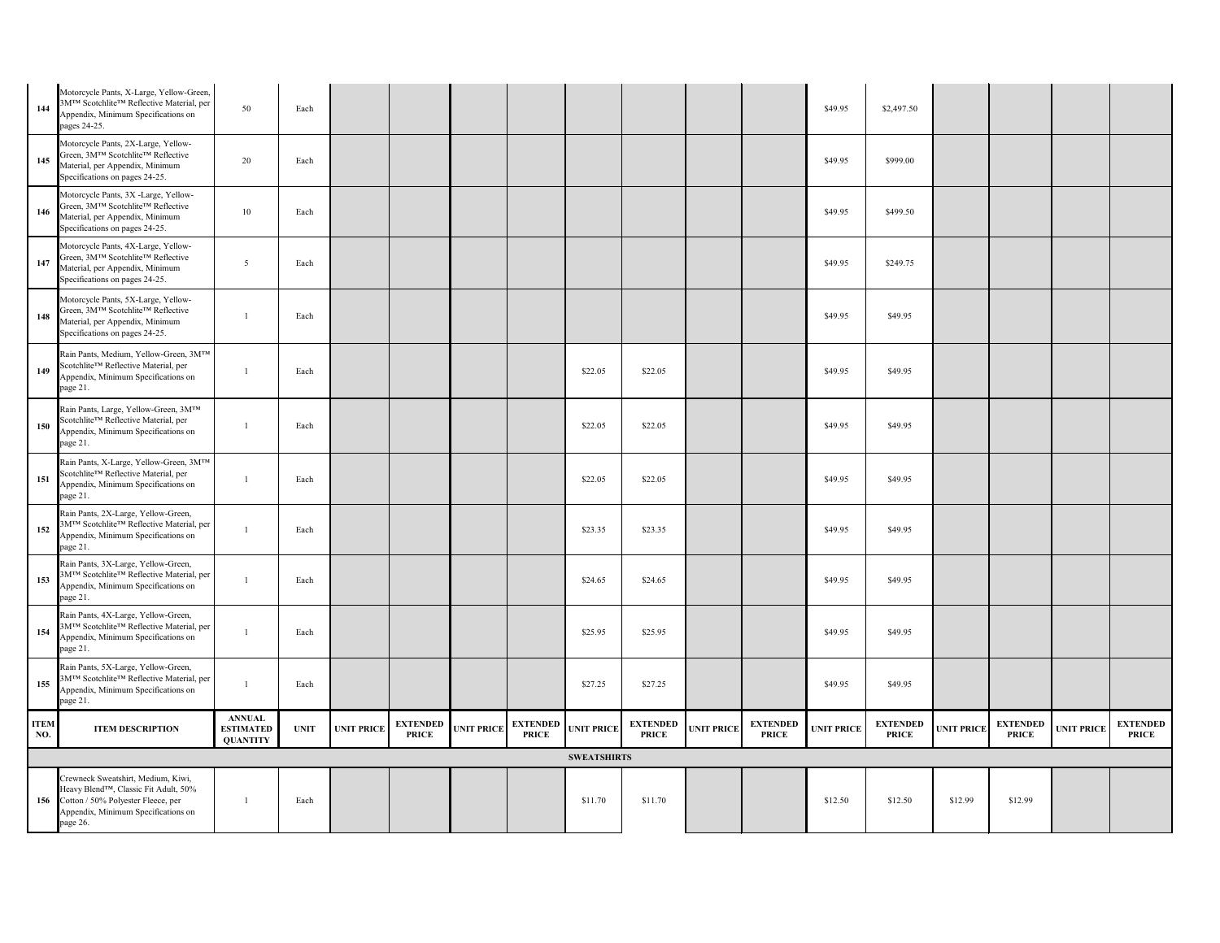| ITEM NO. | ITEM DESCRIPTION | ANNUAL ESTIMATED QUANTITY | UNIT | UNIT PRICE | EXTENDED PRICE | UNIT PRICE | EXTENDED PRICE | UNIT PRICE | EXTENDED PRICE | UNIT PRICE | EXTENDED PRICE | UNIT PRICE | EXTENDED PRICE | UNIT PRICE | EXTENDED PRICE | UNIT PRICE | EXTENDED PRICE |
|---|---|---|---|---|---|---|---|---|---|---|---|---|---|---|---|---|---|
| 144 | Motorcycle Pants, X-Large, Yellow-Green, 3M™ Scotchlite™ Reflective Material, per Appendix, Minimum Specifications on pages 24-25. | 50 | Each | | | | | | | | | $49.95 | $2,497.50 | | | | |
| 145 | Motorcycle Pants, 2X-Large, Yellow-Green, 3M™ Scotchlite™ Reflective Material, per Appendix, Minimum Specifications on pages 24-25. | 20 | Each | | | | | | | | | $49.95 | $999.00 | | | | |
| 146 | Motorcycle Pants, 3X -Large, Yellow-Green, 3M™ Scotchlite™ Reflective Material, per Appendix, Minimum Specifications on pages 24-25. | 10 | Each | | | | | | | | | $49.95 | $499.50 | | | | |
| 147 | Motorcycle Pants, 4X-Large, Yellow-Green, 3M™ Scotchlite™ Reflective Material, per Appendix, Minimum Specifications on pages 24-25. | 5 | Each | | | | | | | | | $49.95 | $249.75 | | | | |
| 148 | Motorcycle Pants, 5X-Large, Yellow-Green, 3M™ Scotchlite™ Reflective Material, per Appendix, Minimum Specifications on pages 24-25. | 1 | Each | | | | | | | | | $49.95 | $49.95 | | | | |
| 149 | Rain Pants, Medium, Yellow-Green, 3M™ Scotchlite™ Reflective Material, per Appendix, Minimum Specifications on page 21. | 1 | Each | | | | | $22.05 | $22.05 | | | $49.95 | $49.95 | | | | |
| 150 | Rain Pants, Large, Yellow-Green, 3M™ Scotchlite™ Reflective Material, per Appendix, Minimum Specifications on page 21. | 1 | Each | | | | | $22.05 | $22.05 | | | $49.95 | $49.95 | | | | |
| 151 | Rain Pants, X-Large, Yellow-Green, 3M™ Scotchlite™ Reflective Material, per Appendix, Minimum Specifications on page 21. | 1 | Each | | | | | $22.05 | $22.05 | | | $49.95 | $49.95 | | | | |
| 152 | Rain Pants, 2X-Large, Yellow-Green, 3M™ Scotchlite™ Reflective Material, per Appendix, Minimum Specifications on page 21. | 1 | Each | | | | | $23.35 | $23.35 | | | $49.95 | $49.95 | | | | |
| 153 | Rain Pants, 3X-Large, Yellow-Green, 3M™ Scotchlite™ Reflective Material, per Appendix, Minimum Specifications on page 21. | 1 | Each | | | | | $24.65 | $24.65 | | | $49.95 | $49.95 | | | | |
| 154 | Rain Pants, 4X-Large, Yellow-Green, 3M™ Scotchlite™ Reflective Material, per Appendix, Minimum Specifications on page 21. | 1 | Each | | | | | $25.95 | $25.95 | | | $49.95 | $49.95 | | | | |
| 155 | Rain Pants, 5X-Large, Yellow-Green, 3M™ Scotchlite™ Reflective Material, per Appendix, Minimum Specifications on page 21. | 1 | Each | | | | | $27.25 | $27.25 | | | $49.95 | $49.95 | | | | |
| ITEM NO. | ITEM DESCRIPTION | ANNUAL ESTIMATED QUANTITY | UNIT | UNIT PRICE | EXTENDED PRICE | UNIT PRICE | EXTENDED PRICE | UNIT PRICE | EXTENDED PRICE | UNIT PRICE | EXTENDED PRICE | UNIT PRICE | EXTENDED PRICE | UNIT PRICE | EXTENDED PRICE | UNIT PRICE | EXTENDED PRICE |
| | | | | | | | | **SWEATSHIRTS** | | | | | | | | | |
| 156 | Crewneck Sweatshirt, Medium, Kiwi, Heavy Blend™, Classic Fit Adult, 50% Cotton / 50% Polyester Fleece, per Appendix, Minimum Specifications on page 26. | 1 | Each | | | | | $11.70 | $11.70 | | | $12.50 | $12.50 | $12.99 | $12.99 | | |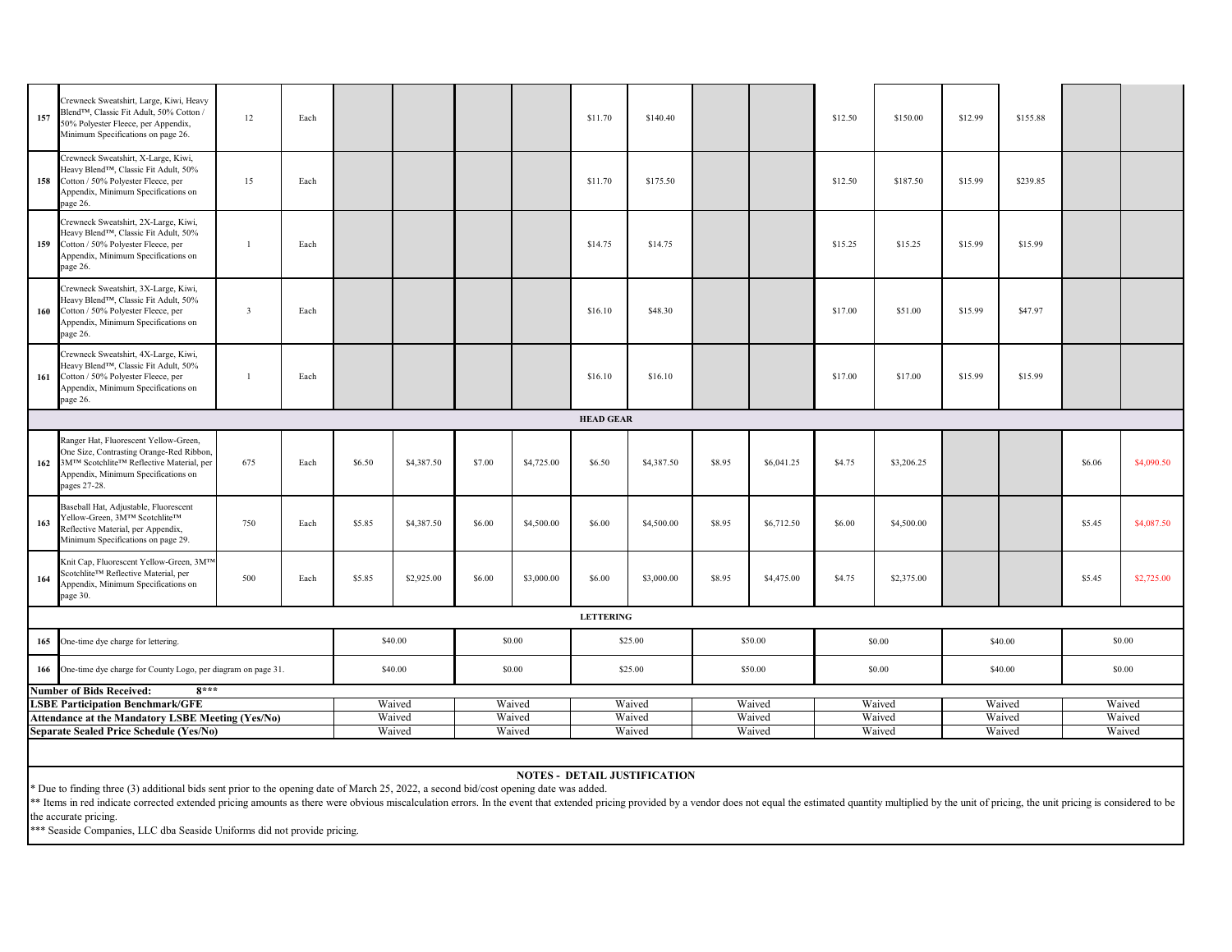| | | | | | | | | | | | | | | | | | | |
|---|---|---|---|---|---|---|---|---|---|---|---|---|---|---|---|---|---|---|
| 157 | Crewneck Sweatshirt, Large, Kiwi, Heavy Blend™, Classic Fit Adult, 50% Cotton / 50% Polyester Fleece, per Appendix, Minimum Specifications on page 26. | 12 | Each | | | | | $11.70 | $140.40 | | | $12.50 | $150.00 | $12.99 | $155.88 | | |
| 158 | Crewneck Sweatshirt, X-Large, Kiwi, Heavy Blend™, Classic Fit Adult, 50% Cotton / 50% Polyester Fleece, per Appendix, Minimum Specifications on page 26. | 15 | Each | | | | | $11.70 | $175.50 | | | $12.50 | $187.50 | $15.99 | $239.85 | | |
| 159 | Crewneck Sweatshirt, 2X-Large, Kiwi, Heavy Blend™, Classic Fit Adult, 50% Cotton / 50% Polyester Fleece, per Appendix, Minimum Specifications on page 26. | 1 | Each | | | | | $14.75 | $14.75 | | | $15.25 | $15.25 | $15.99 | $15.99 | | |
| 160 | Crewneck Sweatshirt, 3X-Large, Kiwi, Heavy Blend™, Classic Fit Adult, 50% Cotton / 50% Polyester Fleece, per Appendix, Minimum Specifications on page 26. | 3 | Each | | | | | $16.10 | $48.30 | | | $17.00 | $51.00 | $15.99 | $47.97 | | |
| 161 | Crewneck Sweatshirt, 4X-Large, Kiwi, Heavy Blend™, Classic Fit Adult, 50% Cotton / 50% Polyester Fleece, per Appendix, Minimum Specifications on page 26. | 1 | Each | | | | | $16.10 | $16.10 | | | $17.00 | $17.00 | $15.99 | $15.99 | | |
| | **HEAD GEAR** | | | | | | | | | | | | | | | | |
| 162 | Ranger Hat, Fluorescent Yellow-Green, One Size, Contrasting Orange-Red Ribbon, 3M™ Scotchlite™ Reflective Material, per Appendix, Minimum Specifications on pages 27-28. | 675 | Each | $6.50 | $4,387.50 | $7.00 | $4,725.00 | $6.50 | $4,387.50 | $8.95 | $6,041.25 | $4.75 | $3,206.25 | | | $6.06 | $4,090.50 |
| 163 | Baseball Hat, Adjustable, Fluorescent Yellow-Green, 3M™ Scotchlite™ Reflective Material, per Appendix, Minimum Specifications on page 29. | 750 | Each | $5.85 | $4,387.50 | $6.00 | $4,500.00 | $6.00 | $4,500.00 | $8.95 | $6,712.50 | $6.00 | $4,500.00 | | | $5.45 | $4,087.50 |
| 164 | Knit Cap, Fluorescent Yellow-Green, 3M™ Scotchlite™ Reflective Material, per Appendix, Minimum Specifications on page 30. | 500 | Each | $5.85 | $2,925.00 | $6.00 | $3,000.00 | $6.00 | $3,000.00 | $8.95 | $4,475.00 | $4.75 | $2,375.00 | | | $5.45 | $2,725.00 |
| | **LETTERING** | | | | | | | | | | | | | | | | |
| 165 | One-time dye charge for lettering. | | | $40.00 | | $0.00 | | $25.00 | | $50.00 | | $0.00 | | $40.00 | | $0.00 | |
| 166 | One-time dye charge for County Logo, per diagram on page 31. | | | $40.00 | | $0.00 | | $25.00 | | $50.00 | | $0.00 | | $40.00 | | $0.00 | |
| | **Number of Bids Received: 8***** | | | | | | | | | | | | | | | | |
| | **LSBE Participation Benchmark/GFE** | | | Waived | | Waived | | Waived | | Waived | | Waived | | Waived | | Waived | |
| | **Attendance at the Mandatory LSBE Meeting (Yes/No)** | | | Waived | | Waived | | Waived | | Waived | | Waived | | Waived | | Waived | |
| | **Separate Sealed Price Schedule (Yes/No)** | | | Waived | | Waived | | Waived | | Waived | | Waived | | Waived | | Waived | |

**NOTES - DETAIL JUSTIFICATION**

* Due to finding three (3) additional bids sent prior to the opening date of March 25, 2022, a second bid/cost opening date was added.

** Items in red indicate corrected extended pricing amounts as there were obvious miscalculation errors. In the event that extended pricing provided by a vendor does not equal the estimated quantity multiplied by the unit of pricing, the unit pricing is considered to be the accurate pricing.

*** Seaside Companies, LLC dba Seaside Uniforms did not provide pricing.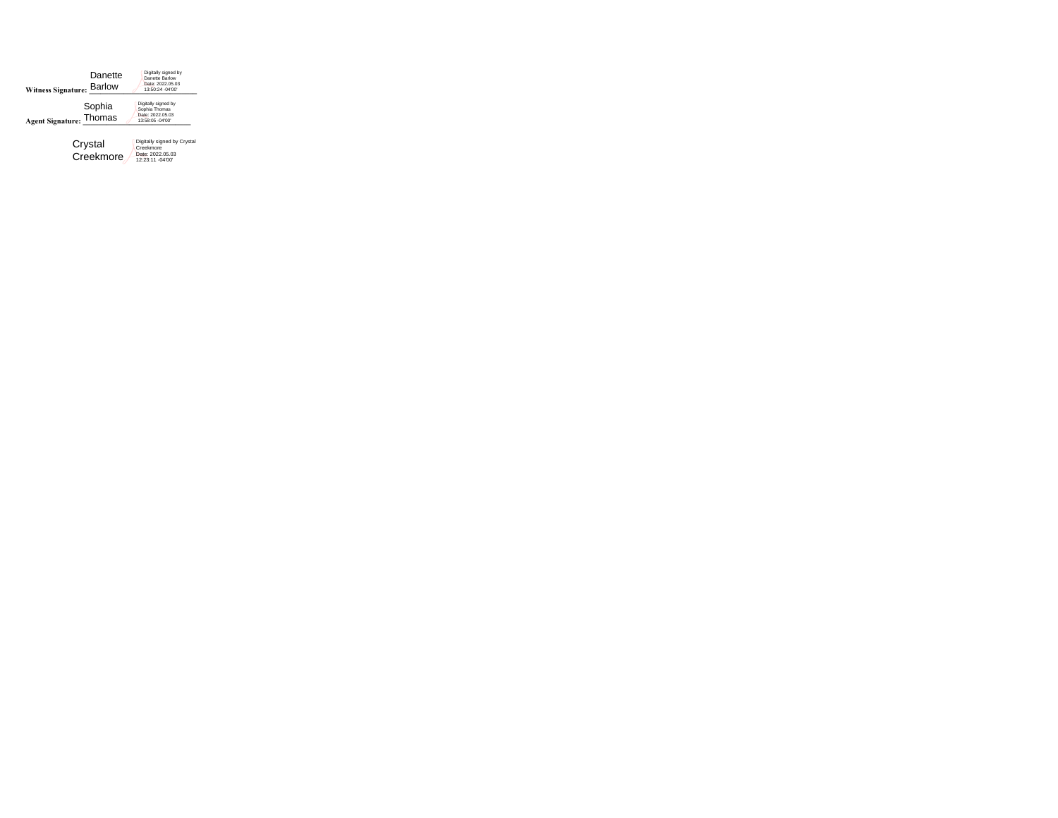**Witness Signature:** Danette Barlow Digitally signed by Danette Barlow Date: 2022.05.03 13:50:24 -04'00'

**Agent Signature:** Sophia Thomas Digitally signed by Sophia Thomas Date: 2022.05.03 13:58:05 -04'00'

Crystal Creekmore Digitally signed by Crystal Creekmore Date: 2022.05.03 12:23:11 -04'00'